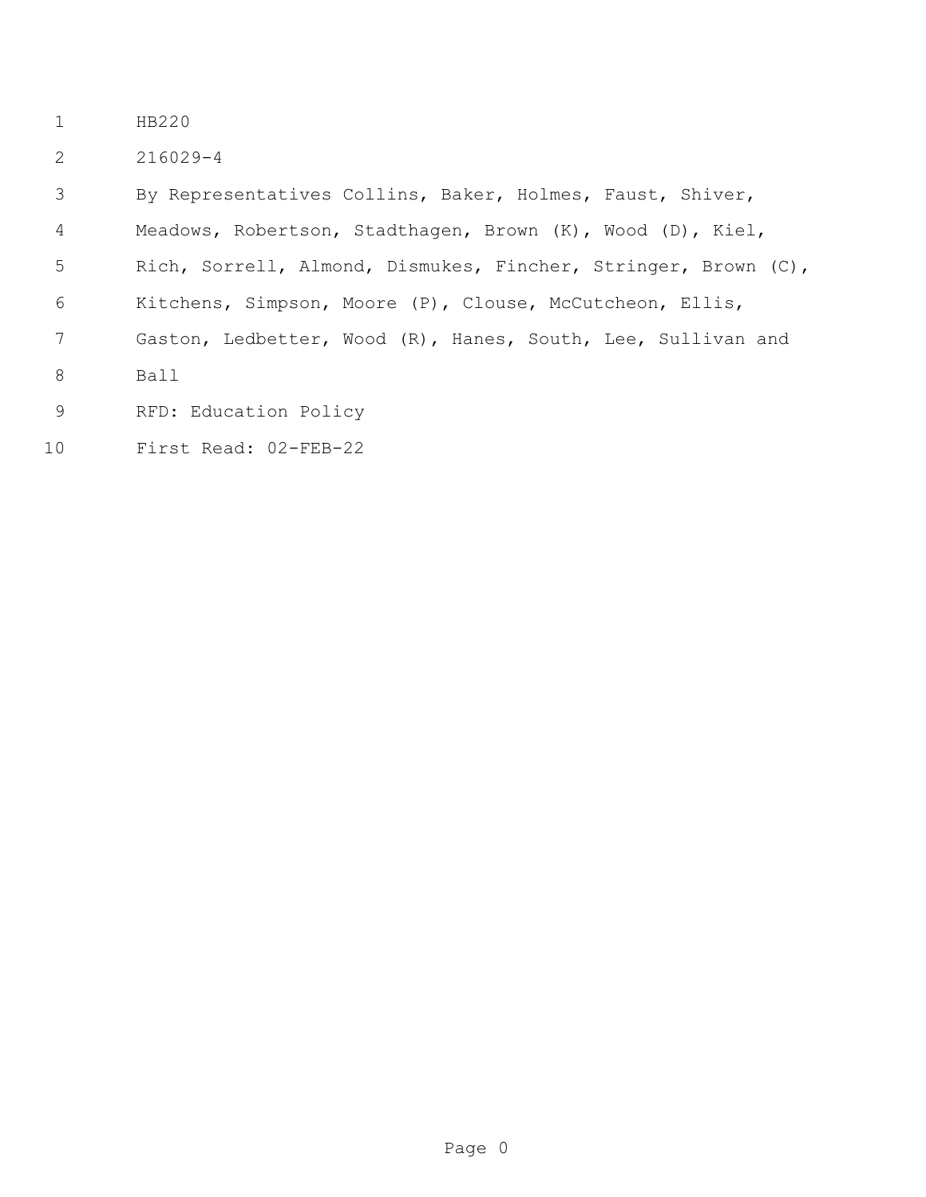HB220

216029-4

By Representatives Collins, Baker, Holmes, Faust, Shiver, Meadows, Robertson, Stadthagen, Brown (K), Wood (D), Kiel, Rich, Sorrell, Almond, Dismukes, Fincher, Stringer, Brown (C), Kitchens, Simpson, Moore (P), Clouse, McCutcheon, Ellis, Gaston, Ledbetter, Wood (R), Hanes, South, Lee, Sullivan and Ball

RFD: Education Policy

First Read: 02-FEB-22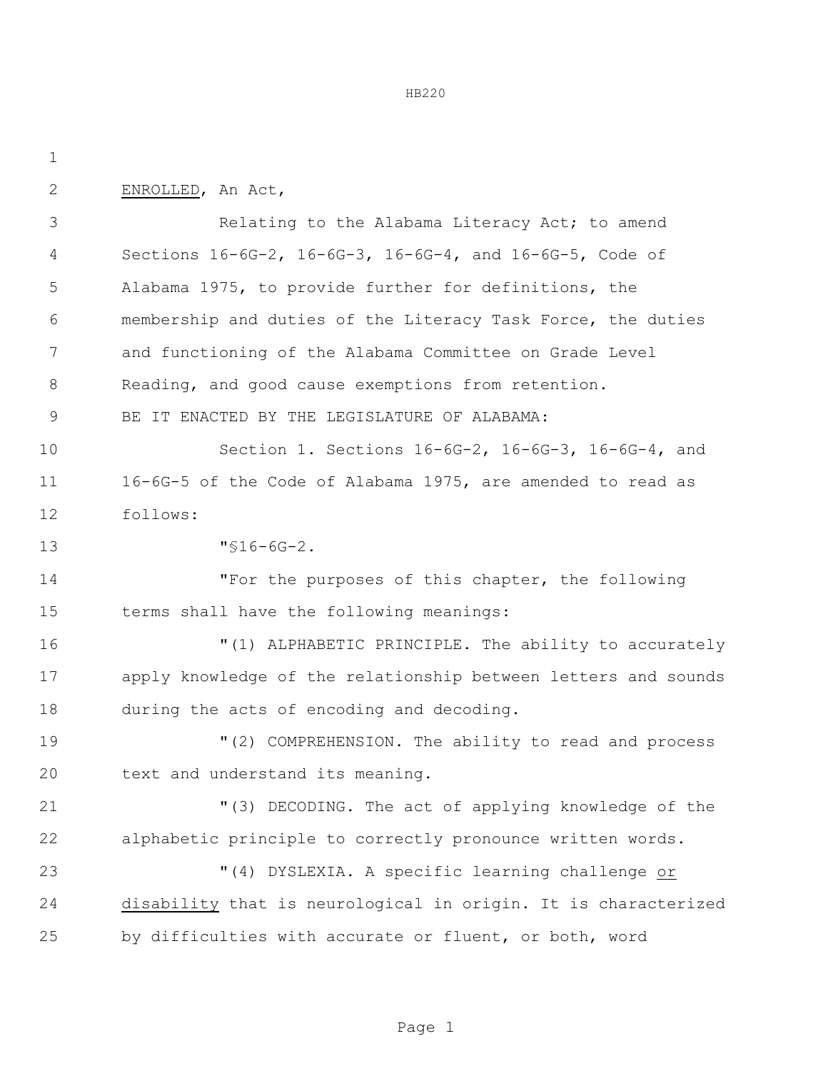ENROLLED, An Act,

Relating to the Alabama Literacy Act; to amend Sections 16-6G-2, 16-6G-3, 16-6G-4, and 16-6G-5, Code of Alabama 1975, to provide further for definitions, the membership and duties of the Literacy Task Force, the duties and functioning of the Alabama Committee on Grade Level Reading, and good cause exemptions from retention.

BE IT ENACTED BY THE LEGISLATURE OF ALABAMA:

Section 1. Sections 16-6G-2, 16-6G-3, 16-6G-4, and 16-6G-5 of the Code of Alabama 1975, are amended to read as follows:

"§16-6G-2.

"For the purposes of this chapter, the following terms shall have the following meanings:

"(1) ALPHABETIC PRINCIPLE. The ability to accurately apply knowledge of the relationship between letters and sounds during the acts of encoding and decoding.

"(2) COMPREHENSION. The ability to read and process text and understand its meaning.

"(3) DECODING. The act of applying knowledge of the alphabetic principle to correctly pronounce written words.

"(4) DYSLEXIA. A specific learning challenge <u>or disability</u> that is neurological in origin. It is characterized by difficulties with accurate or fluent, or both, word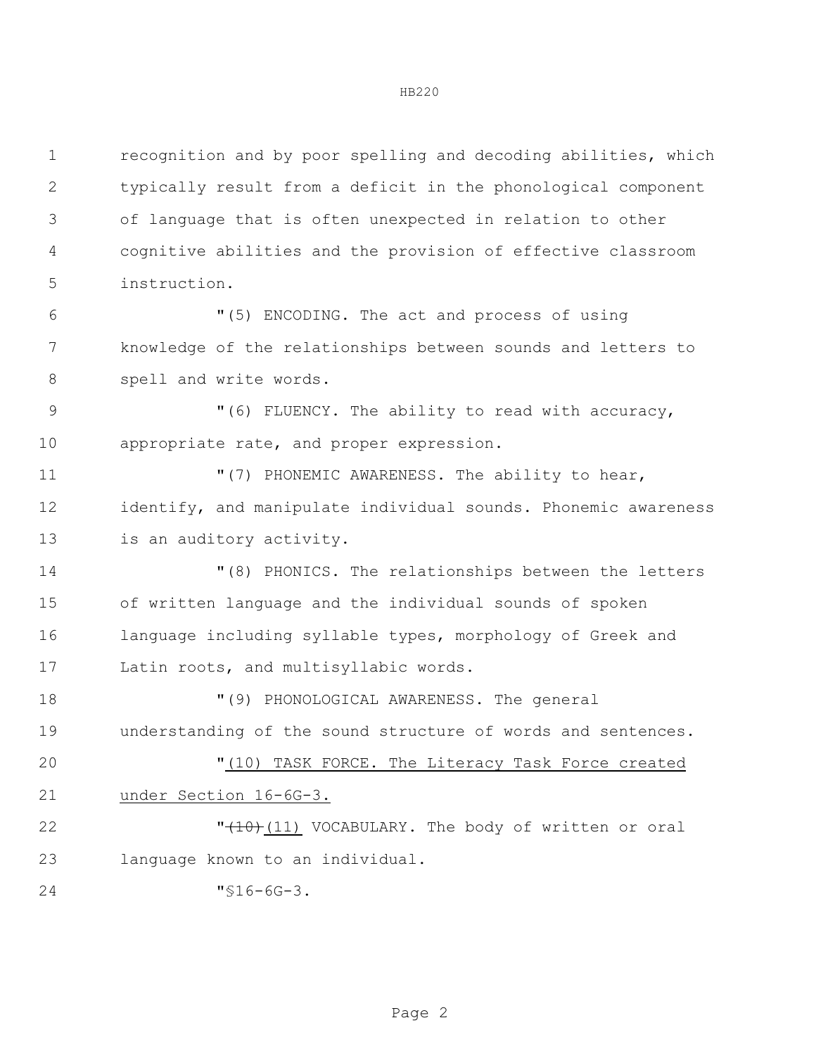recognition and by poor spelling and decoding abilities, which typically result from a deficit in the phonological component of language that is often unexpected in relation to other cognitive abilities and the provision of effective classroom instruction.

"(5) ENCODING. The act and process of using knowledge of the relationships between sounds and letters to spell and write words.

"(6) FLUENCY. The ability to read with accuracy, appropriate rate, and proper expression.

"(7) PHONEMIC AWARENESS. The ability to hear, identify, and manipulate individual sounds. Phonemic awareness is an auditory activity.

"(8) PHONICS. The relationships between the letters of written language and the individual sounds of spoken language including syllable types, morphology of Greek and Latin roots, and multisyllabic words.

"(9) PHONOLOGICAL AWARENESS. The general understanding of the sound structure of words and sentences.

"(10) TASK FORCE. The Literacy Task Force created under Section 16-6G-3.

"~~(10)~~(11) VOCABULARY. The body of written or oral language known to an individual.

"§16-6G-3.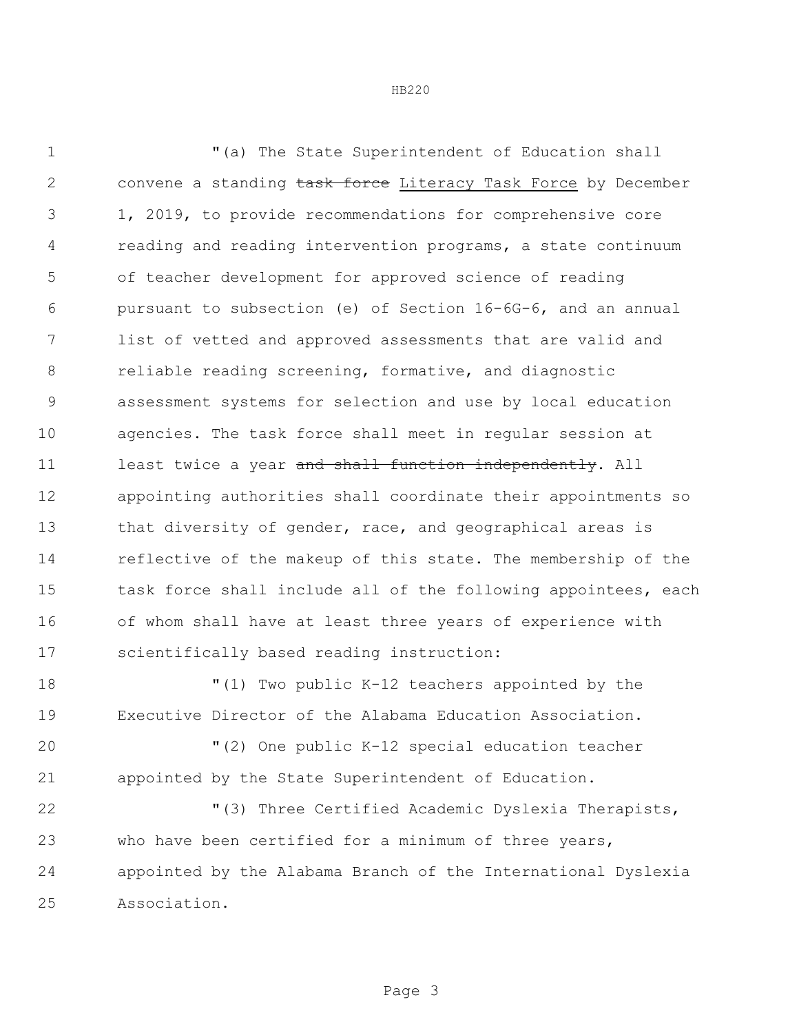"(a) The State Superintendent of Education shall convene a standing ~~task force~~ <u>Literacy Task Force</u> by December 1, 2019, to provide recommendations for comprehensive core reading and reading intervention programs, a state continuum of teacher development for approved science of reading pursuant to subsection (e) of Section 16-6G-6, and an annual list of vetted and approved assessments that are valid and reliable reading screening, formative, and diagnostic assessment systems for selection and use by local education agencies. The task force shall meet in regular session at least twice a year ~~and shall function independently~~. All appointing authorities shall coordinate their appointments so that diversity of gender, race, and geographical areas is reflective of the makeup of this state. The membership of the task force shall include all of the following appointees, each of whom shall have at least three years of experience with scientifically based reading instruction:

"(1) Two public K-12 teachers appointed by the Executive Director of the Alabama Education Association.

"(2) One public K-12 special education teacher appointed by the State Superintendent of Education.

"(3) Three Certified Academic Dyslexia Therapists, who have been certified for a minimum of three years, appointed by the Alabama Branch of the International Dyslexia Association.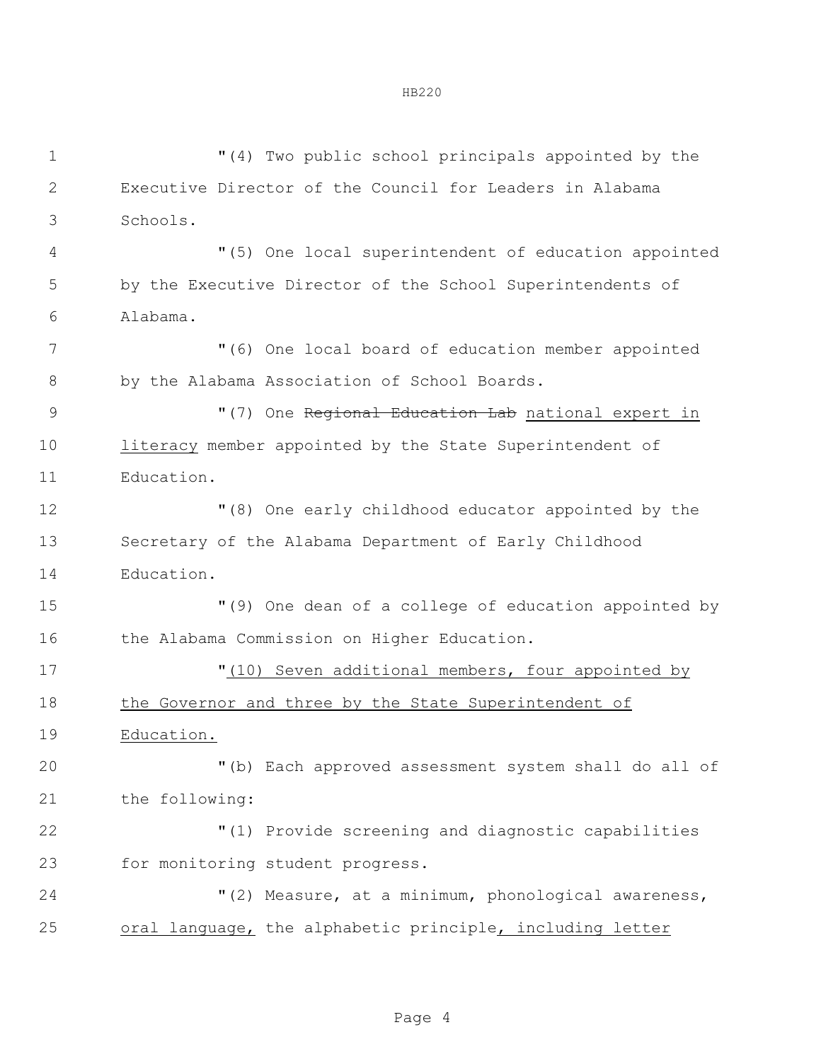"(4) Two public school principals appointed by the Executive Director of the Council for Leaders in Alabama Schools.

"(5) One local superintendent of education appointed by the Executive Director of the School Superintendents of Alabama.

"(6) One local board of education member appointed by the Alabama Association of School Boards.

"(7) One ~~Regional Education Lab~~ <u>national expert in literacy</u> member appointed by the State Superintendent of Education.

"(8) One early childhood educator appointed by the Secretary of the Alabama Department of Early Childhood Education.

"(9) One dean of a college of education appointed by the Alabama Commission on Higher Education.

"<u>(10) Seven additional members, four appointed by the Governor and three by the State Superintendent of Education.</u>

"(b) Each approved assessment system shall do all of the following:

"(1) Provide screening and diagnostic capabilities for monitoring student progress.

"(2) Measure, at a minimum, phonological awareness, <u>oral language,</u> the alphabetic principle<u>, including letter</u>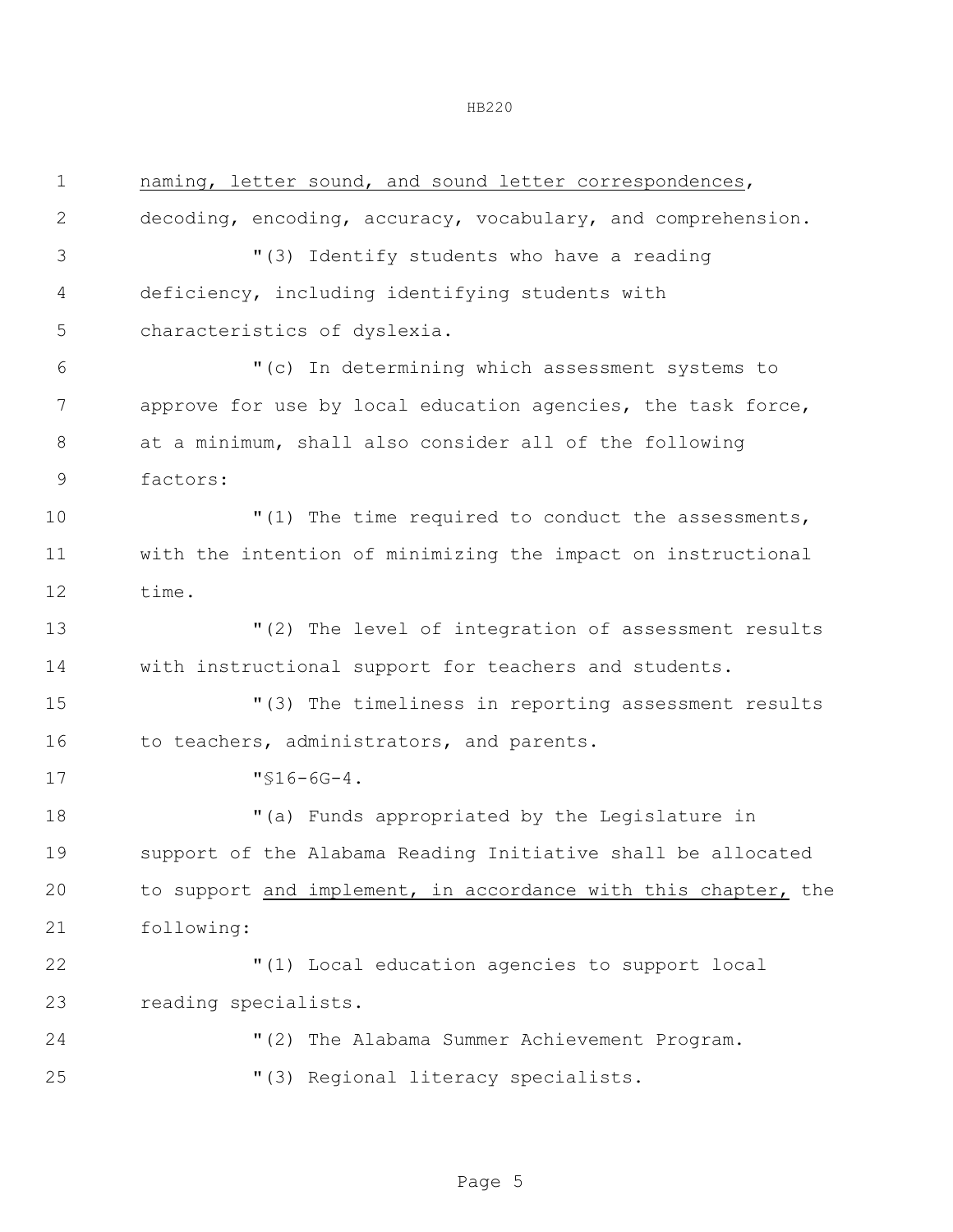naming, letter sound, and sound letter correspondences, decoding, encoding, accuracy, vocabulary, and comprehension.

"(3) Identify students who have a reading deficiency, including identifying students with characteristics of dyslexia.

"(c) In determining which assessment systems to approve for use by local education agencies, the task force, at a minimum, shall also consider all of the following factors:

"(1) The time required to conduct the assessments, with the intention of minimizing the impact on instructional time.

"(2) The level of integration of assessment results with instructional support for teachers and students.

"(3) The timeliness in reporting assessment results to teachers, administrators, and parents.

"§16-6G-4.

"(a) Funds appropriated by the Legislature in support of the Alabama Reading Initiative shall be allocated to support and implement, in accordance with this chapter, the following:

"(1) Local education agencies to support local reading specialists.

"(2) The Alabama Summer Achievement Program.

"(3) Regional literacy specialists.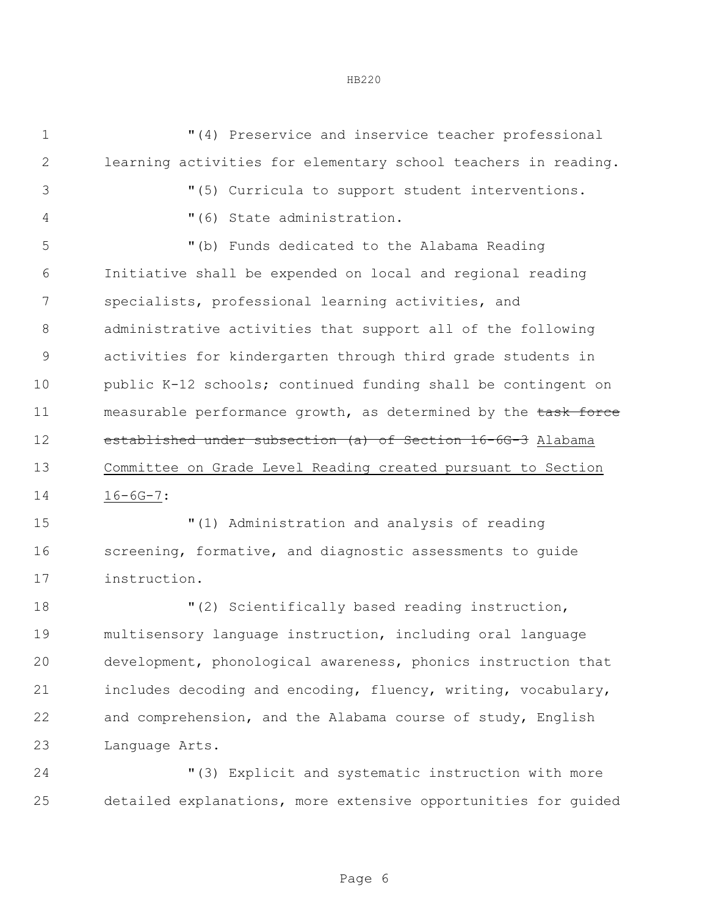"(4) Preservice and inservice teacher professional learning activities for elementary school teachers in reading.

"(5) Curricula to support student interventions.

"(6) State administration.

"(b) Funds dedicated to the Alabama Reading Initiative shall be expended on local and regional reading specialists, professional learning activities, and administrative activities that support all of the following activities for kindergarten through third grade students in public K-12 schools; continued funding shall be contingent on measurable performance growth, as determined by the ~~task force established under subsection (a) of Section 16-6G-3~~ Alabama Committee on Grade Level Reading created pursuant to Section 16-6G-7:

"(1) Administration and analysis of reading screening, formative, and diagnostic assessments to guide instruction.

"(2) Scientifically based reading instruction, multisensory language instruction, including oral language development, phonological awareness, phonics instruction that includes decoding and encoding, fluency, writing, vocabulary, and comprehension, and the Alabama course of study, English Language Arts.

"(3) Explicit and systematic instruction with more detailed explanations, more extensive opportunities for guided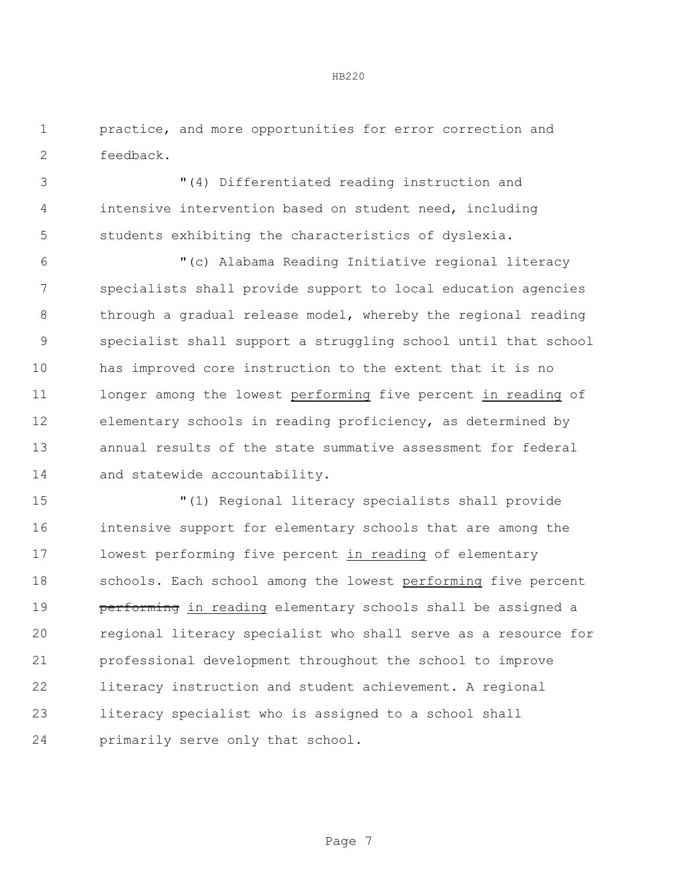practice, and more opportunities for error correction and feedback.

"(4) Differentiated reading instruction and intensive intervention based on student need, including students exhibiting the characteristics of dyslexia.

"(c) Alabama Reading Initiative regional literacy specialists shall provide support to local education agencies through a gradual release model, whereby the regional reading specialist shall support a struggling school until that school has improved core instruction to the extent that it is no longer among the lowest <u>performing</u> five percent <u>in reading</u> of elementary schools in reading proficiency, as determined by annual results of the state summative assessment for federal and statewide accountability.

"(1) Regional literacy specialists shall provide intensive support for elementary schools that are among the lowest performing five percent <u>in reading</u> of elementary schools. Each school among the lowest <u>performing</u> five percent ~~performing~~ <u>in reading</u> elementary schools shall be assigned a regional literacy specialist who shall serve as a resource for professional development throughout the school to improve literacy instruction and student achievement. A regional literacy specialist who is assigned to a school shall primarily serve only that school.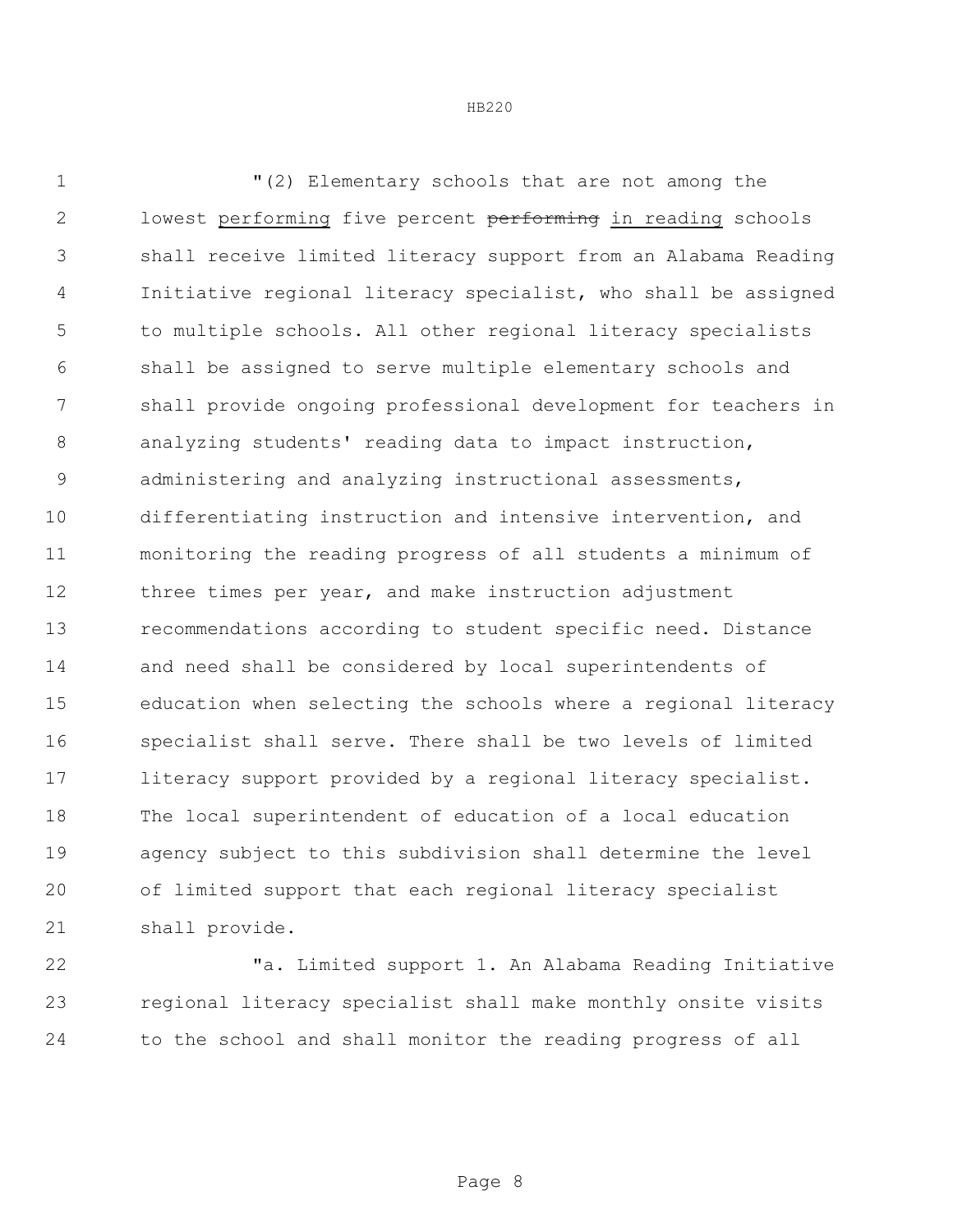"(2) Elementary schools that are not among the lowest <u>performing</u> five percent ~~performing~~ <u>in reading</u> schools shall receive limited literacy support from an Alabama Reading Initiative regional literacy specialist, who shall be assigned to multiple schools. All other regional literacy specialists shall be assigned to serve multiple elementary schools and shall provide ongoing professional development for teachers in analyzing students' reading data to impact instruction, administering and analyzing instructional assessments, differentiating instruction and intensive intervention, and monitoring the reading progress of all students a minimum of three times per year, and make instruction adjustment recommendations according to student specific need. Distance and need shall be considered by local superintendents of education when selecting the schools where a regional literacy specialist shall serve. There shall be two levels of limited literacy support provided by a regional literacy specialist. The local superintendent of education of a local education agency subject to this subdivision shall determine the level of limited support that each regional literacy specialist shall provide.

"a. Limited support 1. An Alabama Reading Initiative regional literacy specialist shall make monthly onsite visits to the school and shall monitor the reading progress of all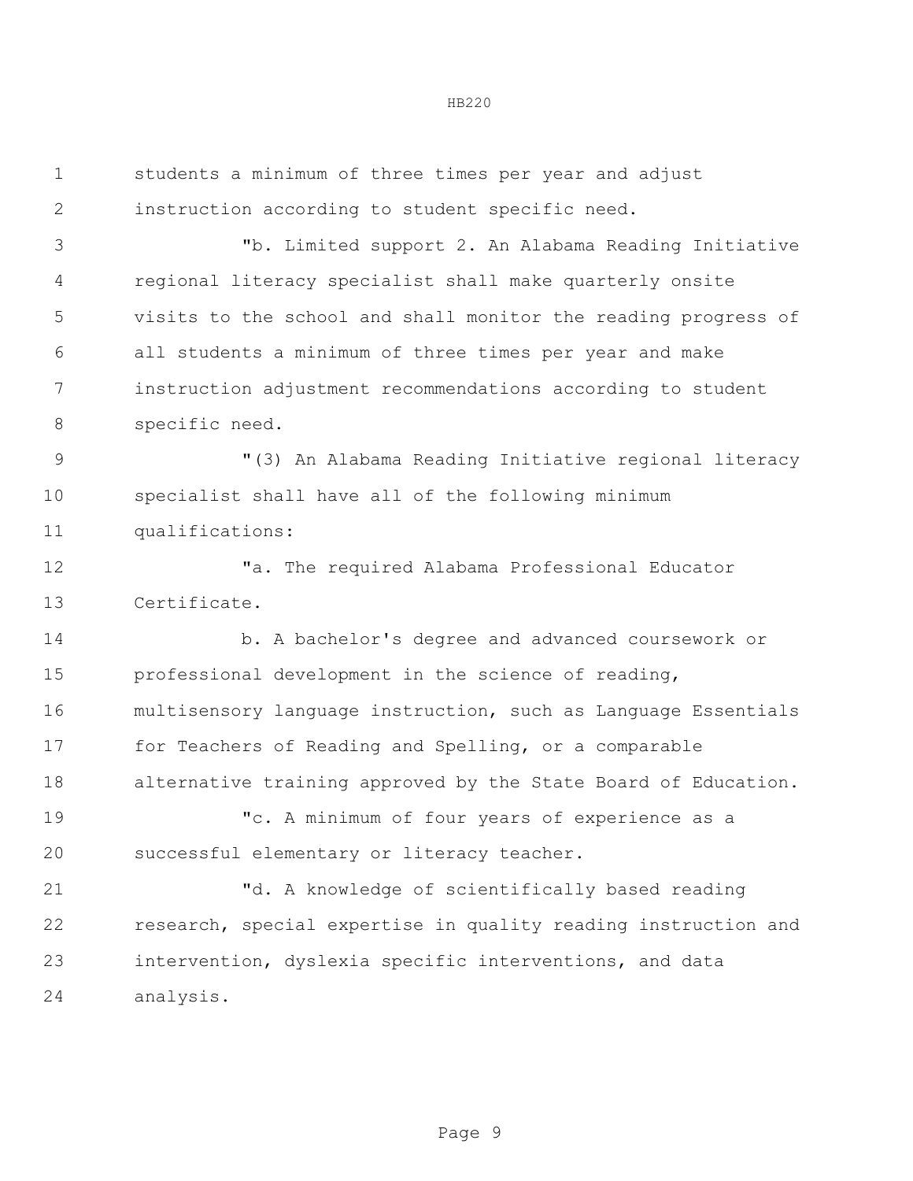students a minimum of three times per year and adjust instruction according to student specific need.

"b. Limited support 2. An Alabama Reading Initiative regional literacy specialist shall make quarterly onsite visits to the school and shall monitor the reading progress of all students a minimum of three times per year and make instruction adjustment recommendations according to student specific need.

"(3) An Alabama Reading Initiative regional literacy specialist shall have all of the following minimum qualifications:

"a. The required Alabama Professional Educator Certificate.

b. A bachelor's degree and advanced coursework or professional development in the science of reading, multisensory language instruction, such as Language Essentials for Teachers of Reading and Spelling, or a comparable alternative training approved by the State Board of Education.

"c. A minimum of four years of experience as a successful elementary or literacy teacher.

"d. A knowledge of scientifically based reading research, special expertise in quality reading instruction and intervention, dyslexia specific interventions, and data analysis.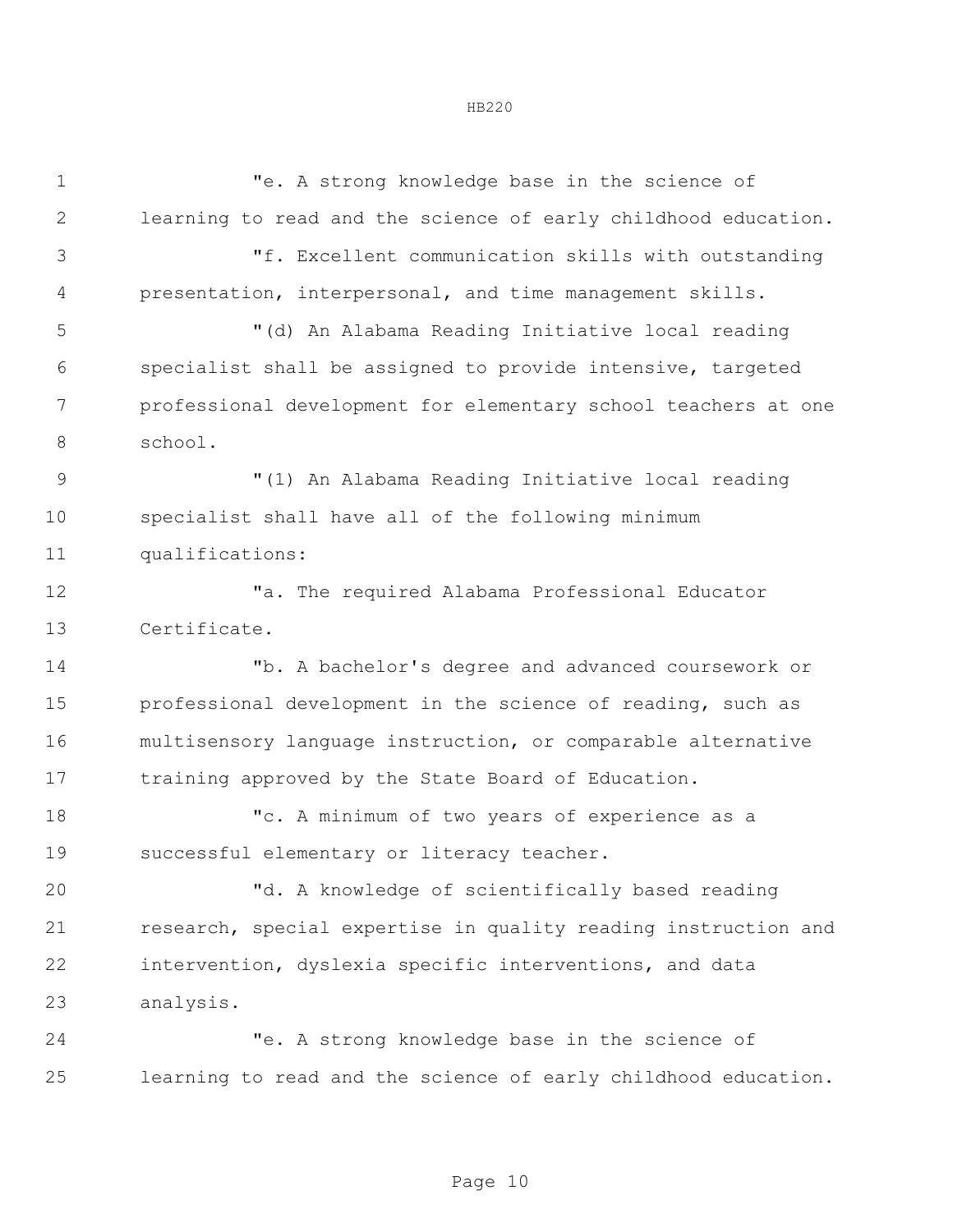"e. A strong knowledge base in the science of learning to read and the science of early childhood education.

"f. Excellent communication skills with outstanding presentation, interpersonal, and time management skills.

"(d) An Alabama Reading Initiative local reading specialist shall be assigned to provide intensive, targeted professional development for elementary school teachers at one school.

"(1) An Alabama Reading Initiative local reading specialist shall have all of the following minimum qualifications:

"a. The required Alabama Professional Educator Certificate.

"b. A bachelor's degree and advanced coursework or professional development in the science of reading, such as multisensory language instruction, or comparable alternative training approved by the State Board of Education.

"c. A minimum of two years of experience as a successful elementary or literacy teacher.

"d. A knowledge of scientifically based reading research, special expertise in quality reading instruction and intervention, dyslexia specific interventions, and data analysis.

"e. A strong knowledge base in the science of learning to read and the science of early childhood education.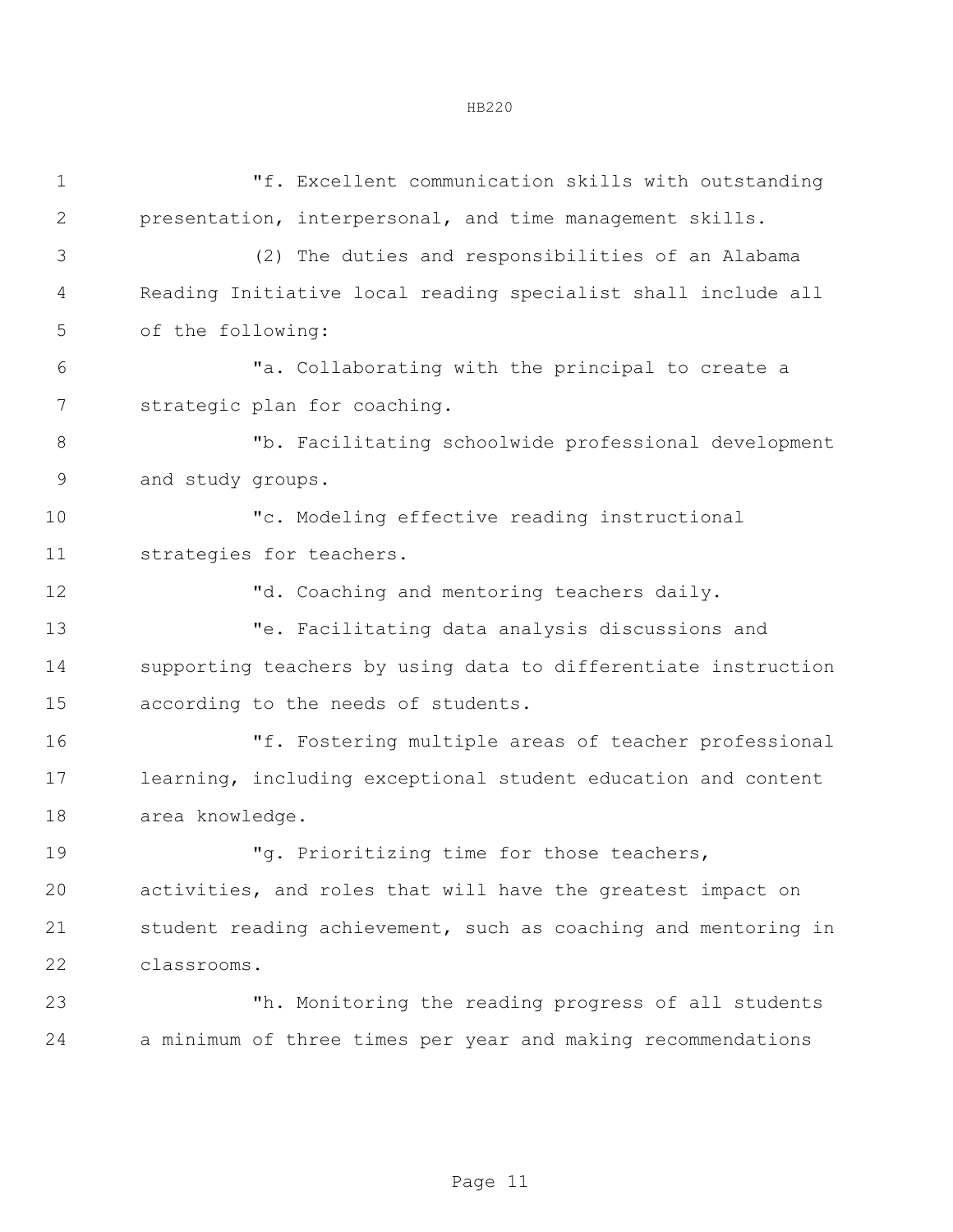"f. Excellent communication skills with outstanding presentation, interpersonal, and time management skills.

(2) The duties and responsibilities of an Alabama Reading Initiative local reading specialist shall include all of the following:

"a. Collaborating with the principal to create a strategic plan for coaching.

"b. Facilitating schoolwide professional development and study groups.

"c. Modeling effective reading instructional strategies for teachers.

"d. Coaching and mentoring teachers daily.

"e. Facilitating data analysis discussions and supporting teachers by using data to differentiate instruction according to the needs of students.

"f. Fostering multiple areas of teacher professional learning, including exceptional student education and content area knowledge.

"g. Prioritizing time for those teachers, activities, and roles that will have the greatest impact on student reading achievement, such as coaching and mentoring in classrooms.

"h. Monitoring the reading progress of all students a minimum of three times per year and making recommendations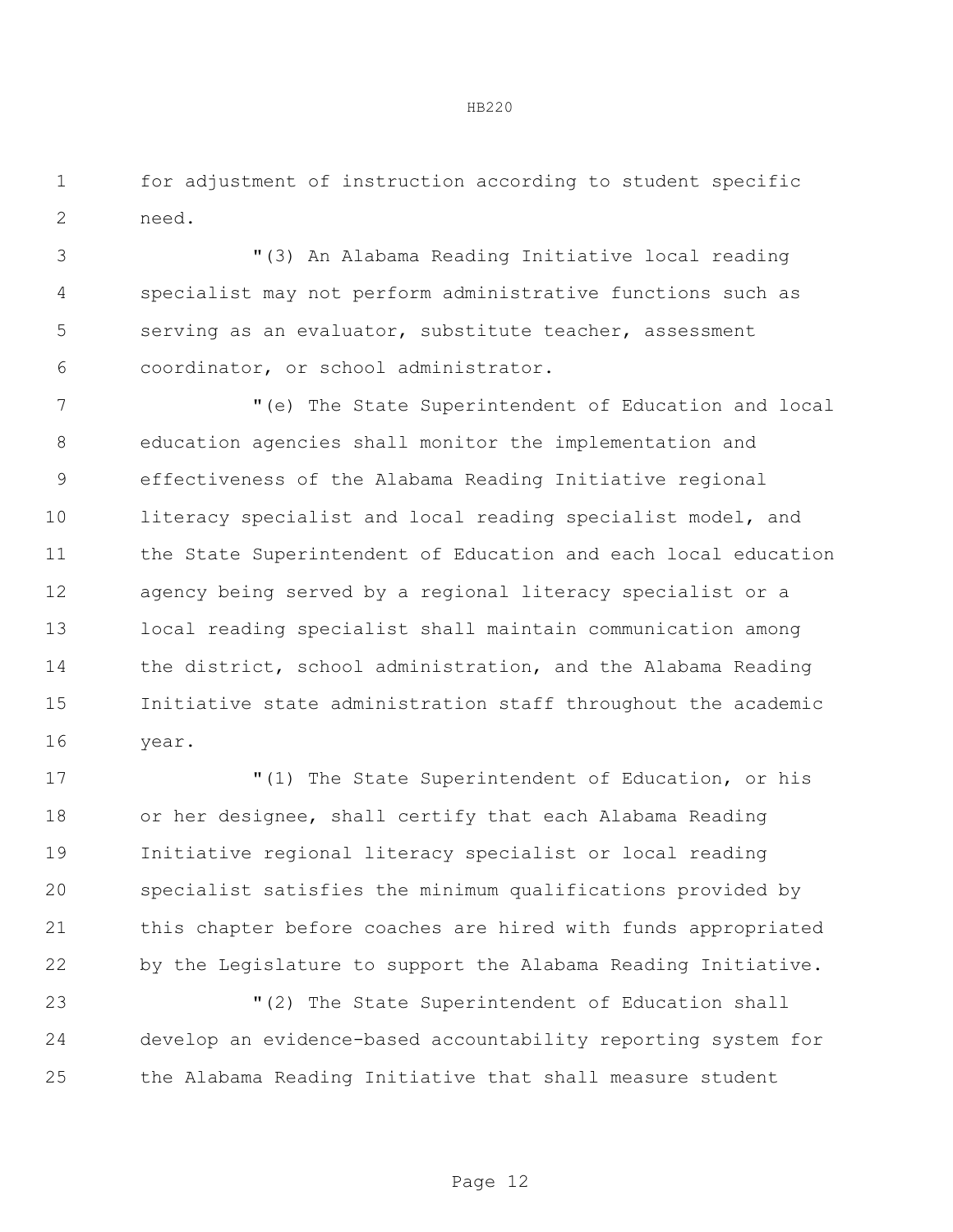for adjustment of instruction according to student specific need.

"(3) An Alabama Reading Initiative local reading specialist may not perform administrative functions such as serving as an evaluator, substitute teacher, assessment coordinator, or school administrator.

"(e) The State Superintendent of Education and local education agencies shall monitor the implementation and effectiveness of the Alabama Reading Initiative regional literacy specialist and local reading specialist model, and the State Superintendent of Education and each local education agency being served by a regional literacy specialist or a local reading specialist shall maintain communication among the district, school administration, and the Alabama Reading Initiative state administration staff throughout the academic year.

"(1) The State Superintendent of Education, or his or her designee, shall certify that each Alabama Reading Initiative regional literacy specialist or local reading specialist satisfies the minimum qualifications provided by this chapter before coaches are hired with funds appropriated by the Legislature to support the Alabama Reading Initiative.

"(2) The State Superintendent of Education shall develop an evidence-based accountability reporting system for the Alabama Reading Initiative that shall measure student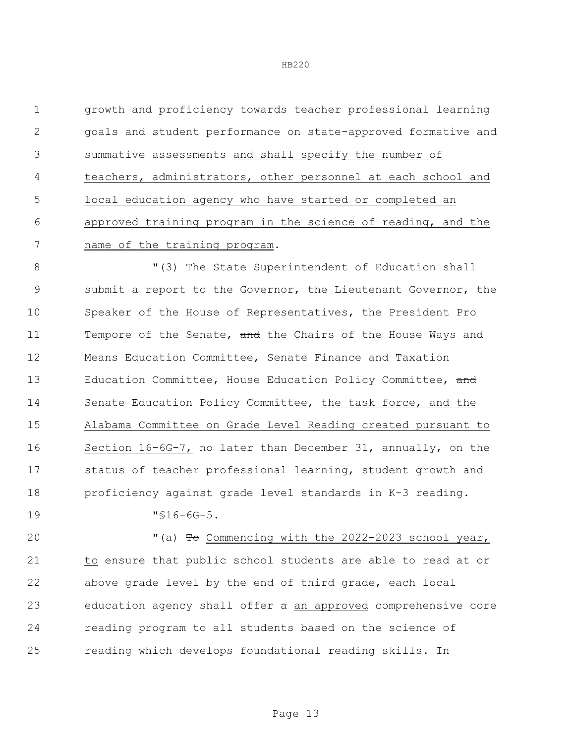growth and proficiency towards teacher professional learning goals and student performance on state-approved formative and summative assessments <u>and shall specify the number of teachers, administrators, other personnel at each school and local education agency who have started or completed an approved training program in the science of reading, and the name of the training program</u>.

"(3) The State Superintendent of Education shall submit a report to the Governor, the Lieutenant Governor, the Speaker of the House of Representatives, the President Pro Tempore of the Senate, ~~and~~ the Chairs of the House Ways and Means Education Committee, Senate Finance and Taxation Education Committee, House Education Policy Committee, ~~and~~ Senate Education Policy Committee, <u>the task force, and the Alabama Committee on Grade Level Reading created pursuant to Section 16-6G-7,</u> no later than December 31, annually, on the status of teacher professional learning, student growth and proficiency against grade level standards in K-3 reading.

"§16-6G-5.

"(a) ~~To~~ <u>Commencing with the 2022-2023 school year, to</u> ensure that public school students are able to read at or above grade level by the end of third grade, each local education agency shall offer ~~a~~ <u>an approved</u> comprehensive core reading program to all students based on the science of reading which develops foundational reading skills. In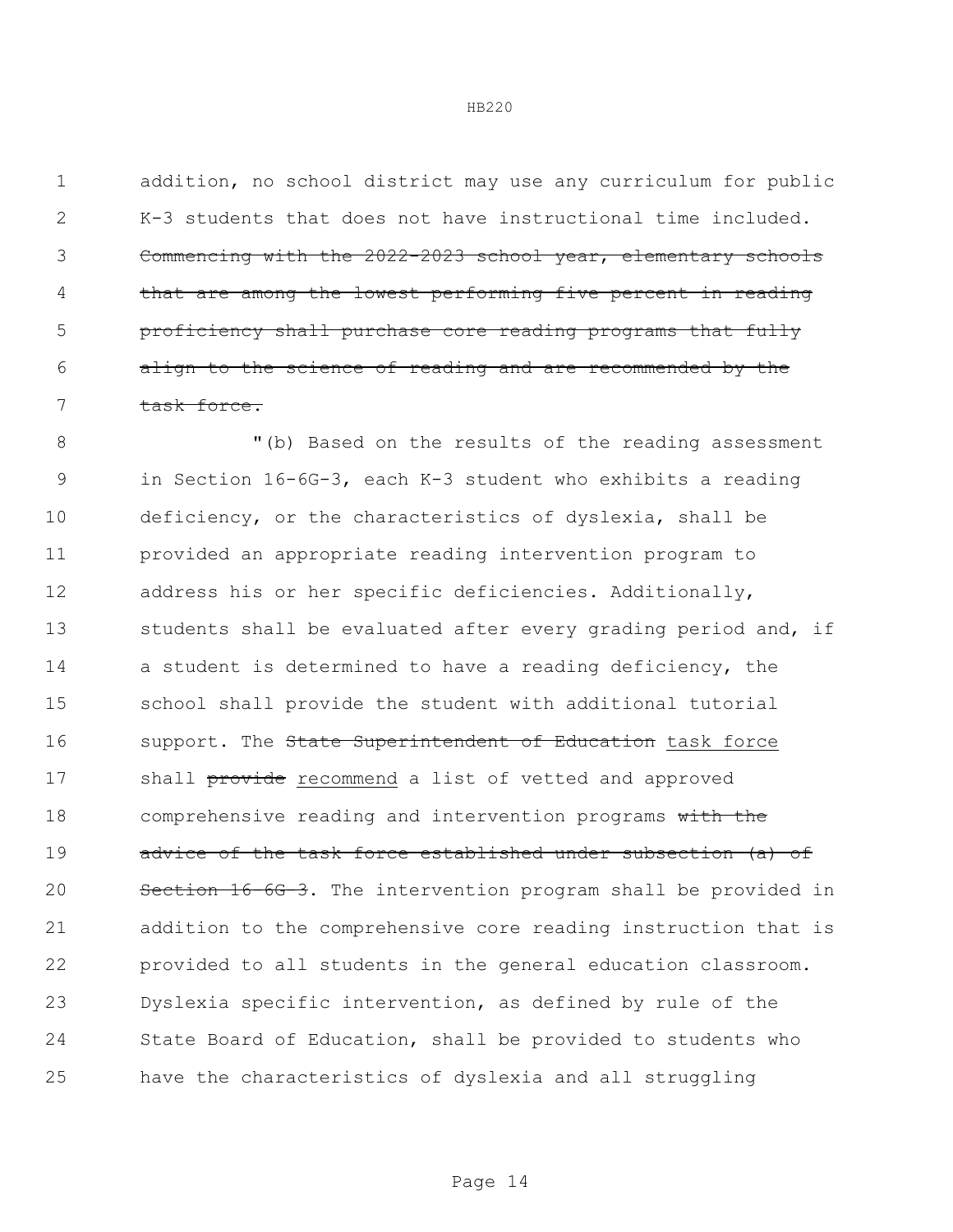addition, no school district may use any curriculum for public K-3 students that does not have instructional time included. ~~Commencing with the 2022-2023 school year, elementary schools that are among the lowest performing five percent in reading proficiency shall purchase core reading programs that fully align to the science of reading and are recommended by the task force.~~

"(b) Based on the results of the reading assessment in Section 16-6G-3, each K-3 student who exhibits a reading deficiency, or the characteristics of dyslexia, shall be provided an appropriate reading intervention program to address his or her specific deficiencies. Additionally, students shall be evaluated after every grading period and, if a student is determined to have a reading deficiency, the school shall provide the student with additional tutorial support. The ~~State Superintendent of Education~~ <u>task force</u> shall ~~provide~~ <u>recommend</u> a list of vetted and approved comprehensive reading and intervention programs ~~with the advice of the task force established under subsection (a) of Section 16-6G-3~~. The intervention program shall be provided in addition to the comprehensive core reading instruction that is provided to all students in the general education classroom. Dyslexia specific intervention, as defined by rule of the State Board of Education, shall be provided to students who have the characteristics of dyslexia and all struggling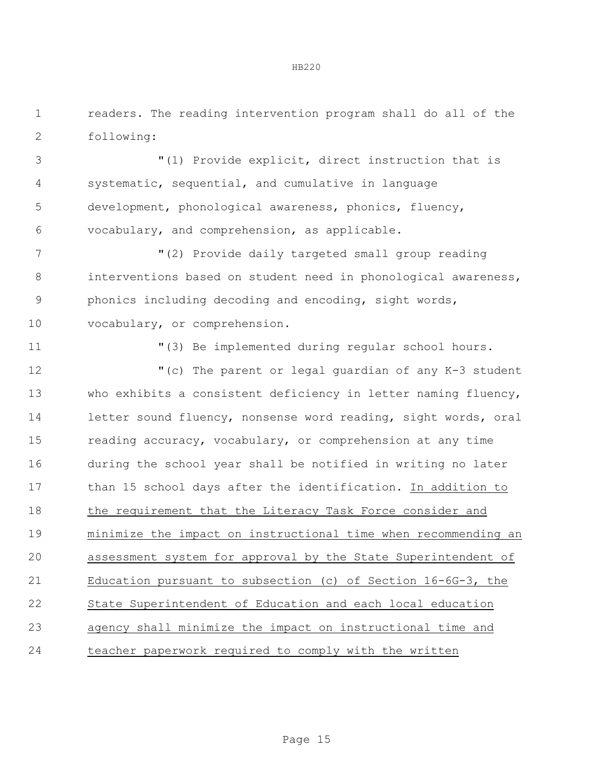readers. The reading intervention program shall do all of the following:

"(1) Provide explicit, direct instruction that is systematic, sequential, and cumulative in language development, phonological awareness, phonics, fluency, vocabulary, and comprehension, as applicable.

"(2) Provide daily targeted small group reading interventions based on student need in phonological awareness, phonics including decoding and encoding, sight words, vocabulary, or comprehension.

"(3) Be implemented during regular school hours.

"(c) The parent or legal guardian of any K-3 student who exhibits a consistent deficiency in letter naming fluency, letter sound fluency, nonsense word reading, sight words, oral reading accuracy, vocabulary, or comprehension at any time during the school year shall be notified in writing no later than 15 school days after the identification. <u>In addition to the requirement that the Literacy Task Force consider and minimize the impact on instructional time when recommending an assessment system for approval by the State Superintendent of Education pursuant to subsection (c) of Section 16-6G-3, the State Superintendent of Education and each local education agency shall minimize the impact on instructional time and teacher paperwork required to comply with the written</u>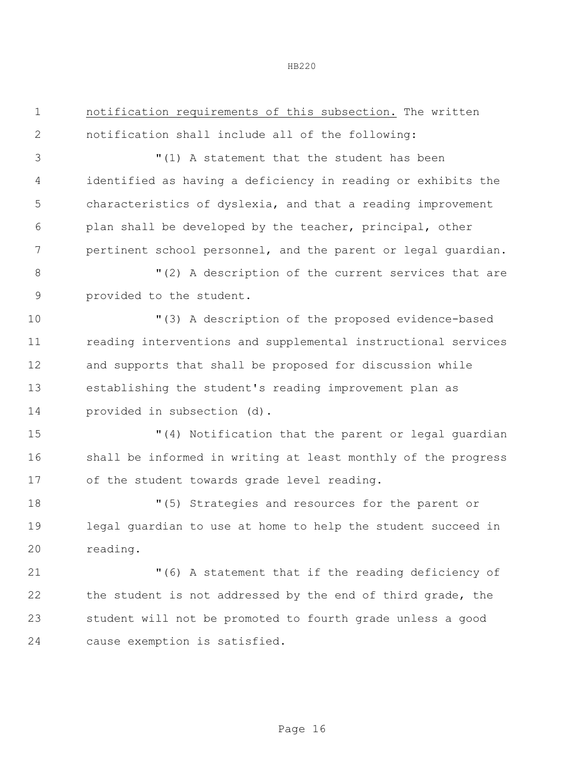notification requirements of this subsection. The written notification shall include all of the following:

"(1) A statement that the student has been identified as having a deficiency in reading or exhibits the characteristics of dyslexia, and that a reading improvement plan shall be developed by the teacher, principal, other pertinent school personnel, and the parent or legal guardian.

"(2) A description of the current services that are provided to the student.

"(3) A description of the proposed evidence-based reading interventions and supplemental instructional services and supports that shall be proposed for discussion while establishing the student's reading improvement plan as provided in subsection (d).

"(4) Notification that the parent or legal guardian shall be informed in writing at least monthly of the progress of the student towards grade level reading.

"(5) Strategies and resources for the parent or legal guardian to use at home to help the student succeed in reading.

"(6) A statement that if the reading deficiency of the student is not addressed by the end of third grade, the student will not be promoted to fourth grade unless a good cause exemption is satisfied.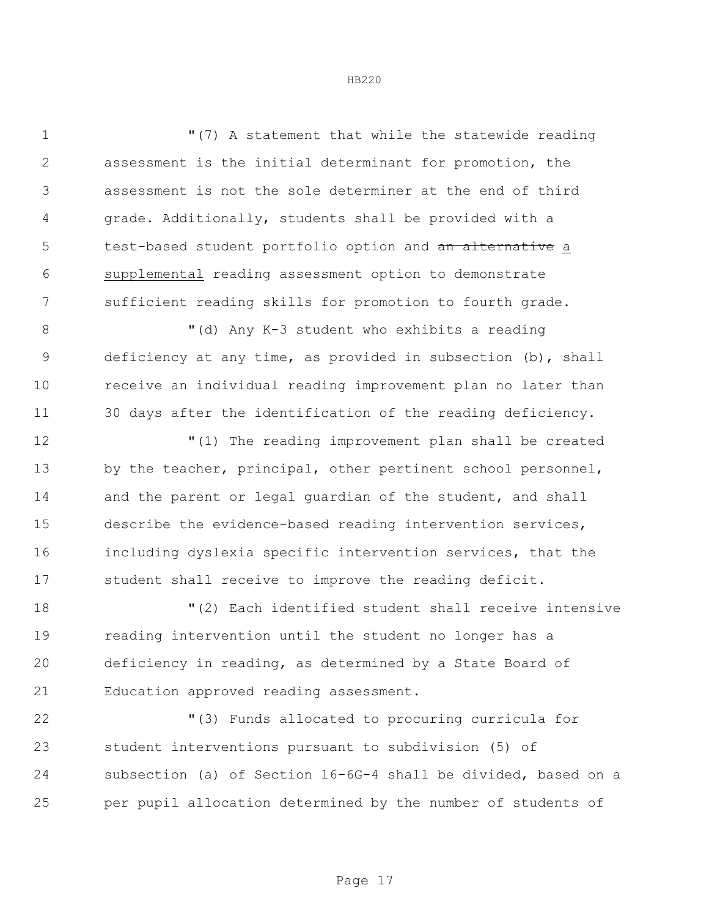"(7) A statement that while the statewide reading assessment is the initial determinant for promotion, the assessment is not the sole determiner at the end of third grade. Additionally, students shall be provided with a test-based student portfolio option and ~~an alternative~~ a supplemental reading assessment option to demonstrate sufficient reading skills for promotion to fourth grade.

"(d) Any K-3 student who exhibits a reading deficiency at any time, as provided in subsection (b), shall receive an individual reading improvement plan no later than 30 days after the identification of the reading deficiency.

"(1) The reading improvement plan shall be created by the teacher, principal, other pertinent school personnel, and the parent or legal guardian of the student, and shall describe the evidence-based reading intervention services, including dyslexia specific intervention services, that the student shall receive to improve the reading deficit.

"(2) Each identified student shall receive intensive reading intervention until the student no longer has a deficiency in reading, as determined by a State Board of Education approved reading assessment.

"(3) Funds allocated to procuring curricula for student interventions pursuant to subdivision (5) of subsection (a) of Section 16-6G-4 shall be divided, based on a per pupil allocation determined by the number of students of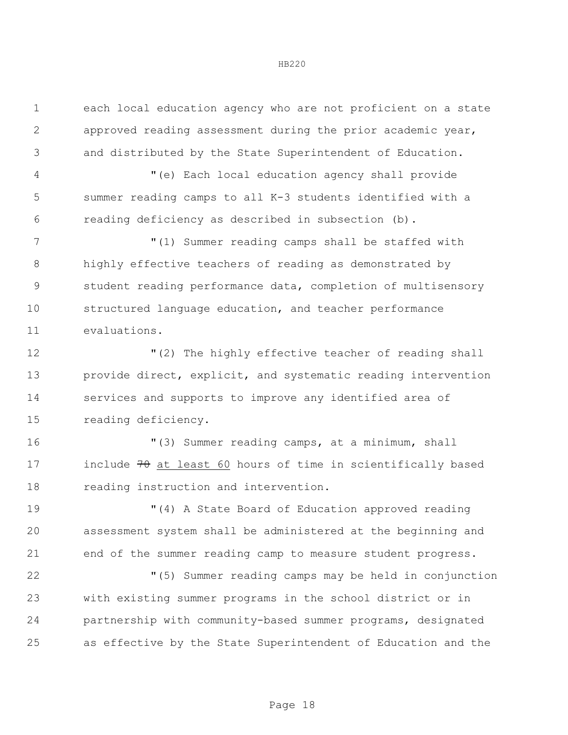each local education agency who are not proficient on a state approved reading assessment during the prior academic year, and distributed by the State Superintendent of Education.

"(e) Each local education agency shall provide summer reading camps to all K-3 students identified with a reading deficiency as described in subsection (b).

"(1) Summer reading camps shall be staffed with highly effective teachers of reading as demonstrated by student reading performance data, completion of multisensory structured language education, and teacher performance evaluations.

"(2) The highly effective teacher of reading shall provide direct, explicit, and systematic reading intervention services and supports to improve any identified area of reading deficiency.

"(3) Summer reading camps, at a minimum, shall include ~~70~~ <u>at least 60</u> hours of time in scientifically based reading instruction and intervention.

"(4) A State Board of Education approved reading assessment system shall be administered at the beginning and end of the summer reading camp to measure student progress.

"(5) Summer reading camps may be held in conjunction with existing summer programs in the school district or in partnership with community-based summer programs, designated as effective by the State Superintendent of Education and the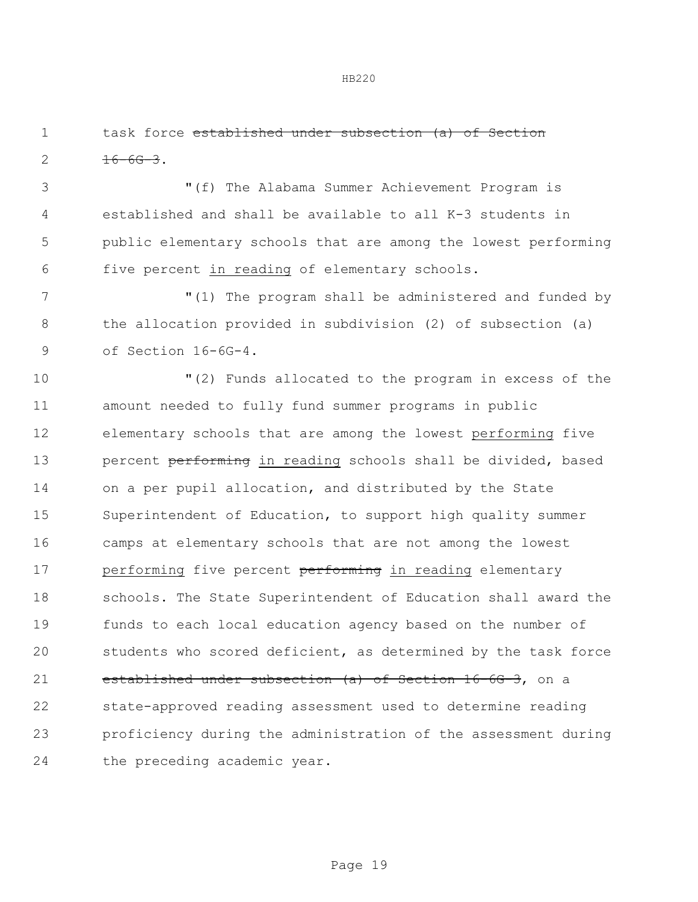task force ~~established under subsection (a) of Section 16-6G-3~~.

"(f) The Alabama Summer Achievement Program is established and shall be available to all K-3 students in public elementary schools that are among the lowest performing five percent <u>in reading</u> of elementary schools.

"(1) The program shall be administered and funded by the allocation provided in subdivision (2) of subsection (a) of Section 16-6G-4.

"(2) Funds allocated to the program in excess of the amount needed to fully fund summer programs in public elementary schools that are among the lowest <u>performing</u> five percent ~~performing~~ <u>in reading</u> schools shall be divided, based on a per pupil allocation, and distributed by the State Superintendent of Education, to support high quality summer camps at elementary schools that are not among the lowest <u>performing</u> five percent ~~performing~~ <u>in reading</u> elementary schools. The State Superintendent of Education shall award the funds to each local education agency based on the number of students who scored deficient, as determined by the task force ~~established under subsection (a) of Section 16-6G-3~~, on a state-approved reading assessment used to determine reading proficiency during the administration of the assessment during the preceding academic year.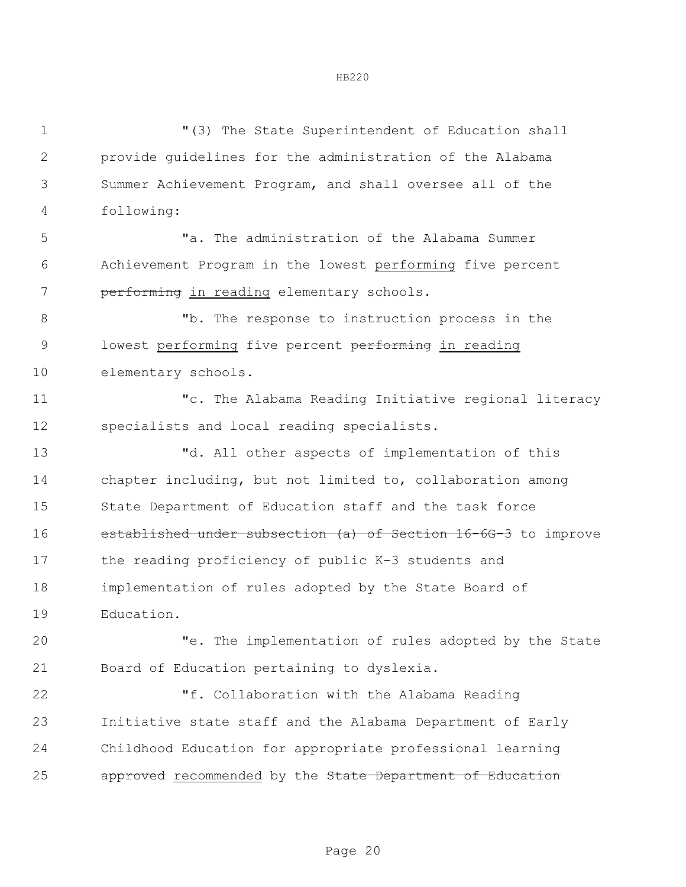"(3) The State Superintendent of Education shall provide guidelines for the administration of the Alabama Summer Achievement Program, and shall oversee all of the following:

"a. The administration of the Alabama Summer Achievement Program in the lowest <u>performing</u> five percent ~~performing~~ <u>in reading</u> elementary schools.

"b. The response to instruction process in the lowest <u>performing</u> five percent ~~performing~~ <u>in reading</u> elementary schools.

"c. The Alabama Reading Initiative regional literacy specialists and local reading specialists.

"d. All other aspects of implementation of this chapter including, but not limited to, collaboration among State Department of Education staff and the task force ~~established under subsection (a) of Section 16-6G-3~~ to improve the reading proficiency of public K-3 students and implementation of rules adopted by the State Board of Education.

"e. The implementation of rules adopted by the State Board of Education pertaining to dyslexia.

"f. Collaboration with the Alabama Reading Initiative state staff and the Alabama Department of Early Childhood Education for appropriate professional learning ~~approved~~ <u>recommended</u> by the ~~State Department of Education~~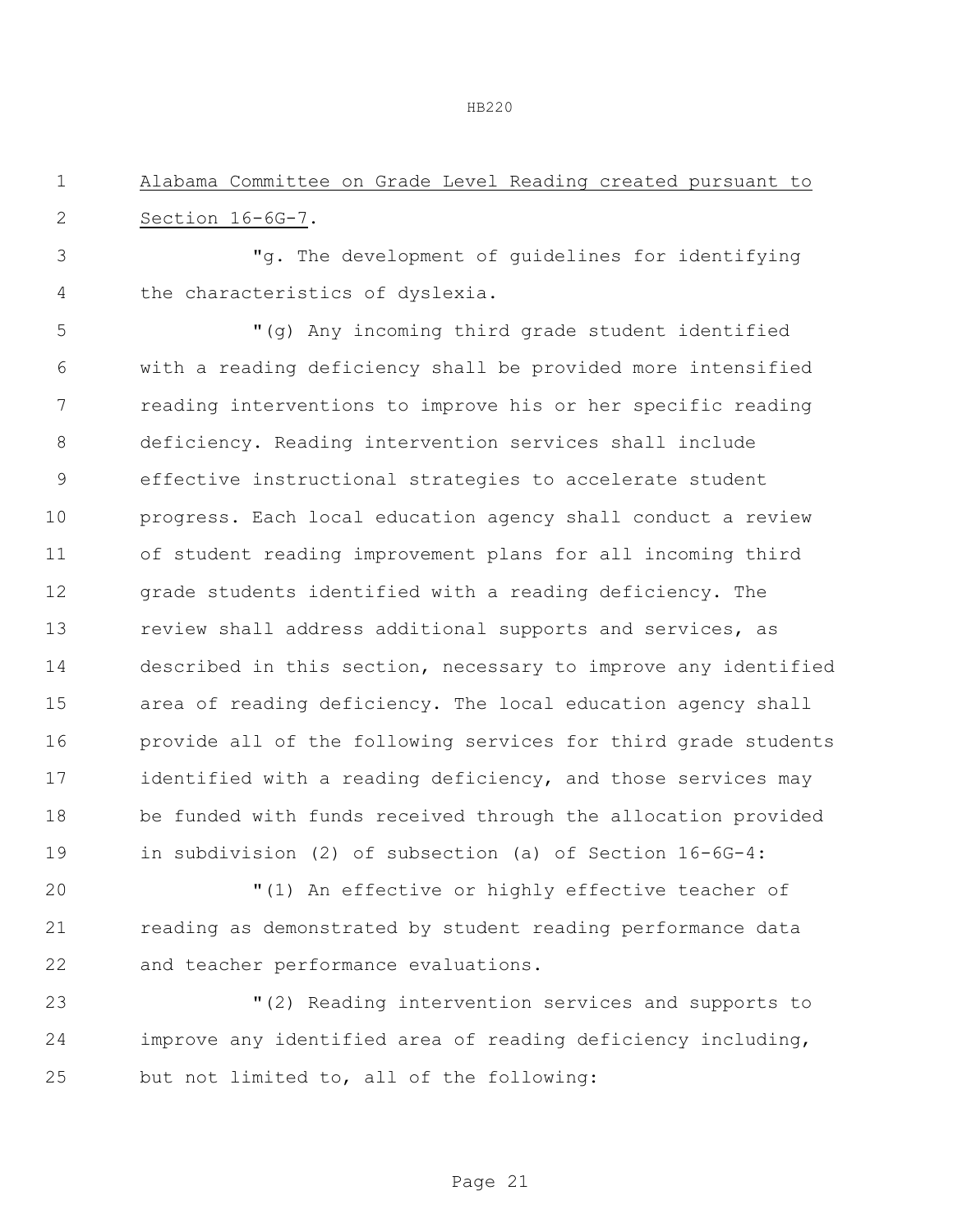<u>Alabama Committee on Grade Level Reading created pursuant to Section 16-6G-7</u>.

"g. The development of guidelines for identifying the characteristics of dyslexia.

"(g) Any incoming third grade student identified with a reading deficiency shall be provided more intensified reading interventions to improve his or her specific reading deficiency. Reading intervention services shall include effective instructional strategies to accelerate student progress. Each local education agency shall conduct a review of student reading improvement plans for all incoming third grade students identified with a reading deficiency. The review shall address additional supports and services, as described in this section, necessary to improve any identified area of reading deficiency. The local education agency shall provide all of the following services for third grade students identified with a reading deficiency, and those services may be funded with funds received through the allocation provided in subdivision (2) of subsection (a) of Section 16-6G-4:

"(1) An effective or highly effective teacher of reading as demonstrated by student reading performance data and teacher performance evaluations.

"(2) Reading intervention services and supports to improve any identified area of reading deficiency including, but not limited to, all of the following: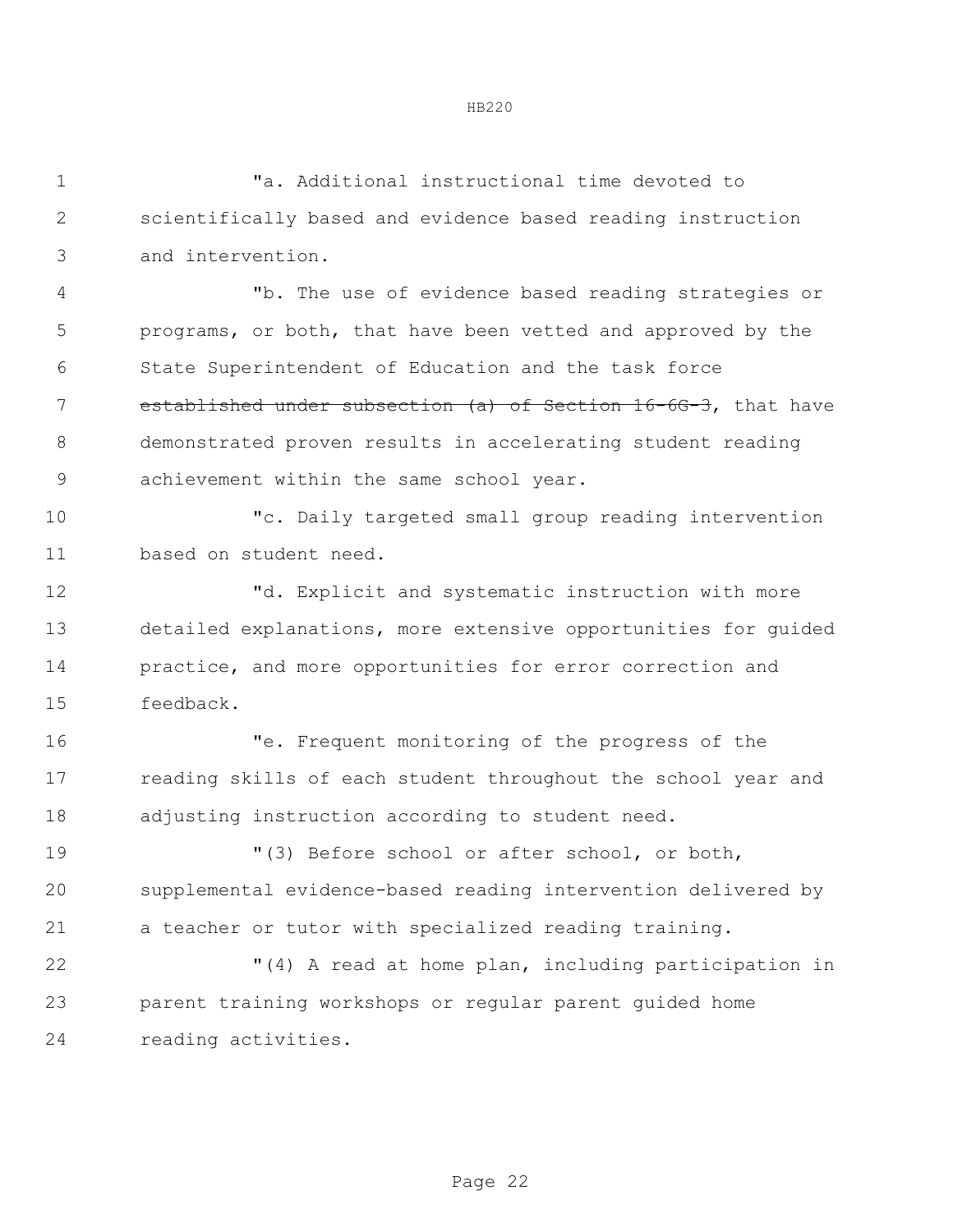"a. Additional instructional time devoted to scientifically based and evidence based reading instruction and intervention.

"b. The use of evidence based reading strategies or programs, or both, that have been vetted and approved by the State Superintendent of Education and the task force ~~established under subsection (a) of Section 16-6G-3~~, that have demonstrated proven results in accelerating student reading achievement within the same school year.

"c. Daily targeted small group reading intervention based on student need.

"d. Explicit and systematic instruction with more detailed explanations, more extensive opportunities for guided practice, and more opportunities for error correction and feedback.

"e. Frequent monitoring of the progress of the reading skills of each student throughout the school year and adjusting instruction according to student need.

"(3) Before school or after school, or both, supplemental evidence-based reading intervention delivered by a teacher or tutor with specialized reading training.

"(4) A read at home plan, including participation in parent training workshops or regular parent guided home reading activities.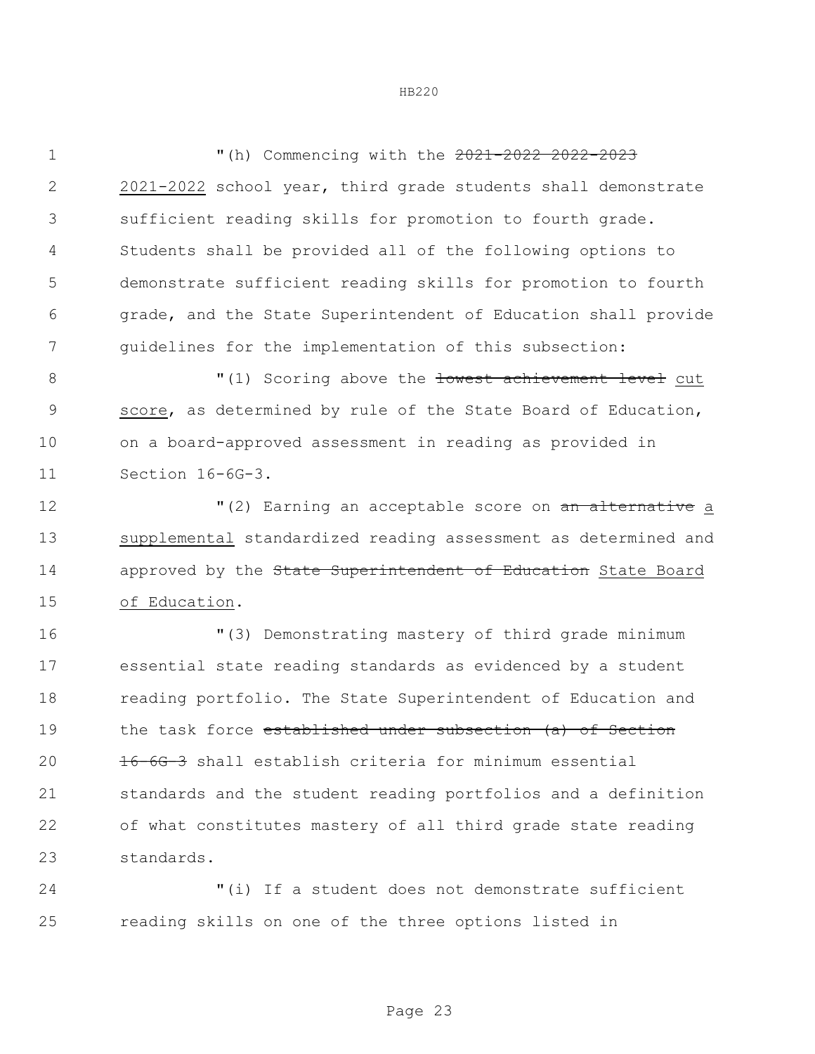"(h) Commencing with the ~~2021-2022 2022-2023~~ 2021-2022 school year, third grade students shall demonstrate sufficient reading skills for promotion to fourth grade. Students shall be provided all of the following options to demonstrate sufficient reading skills for promotion to fourth grade, and the State Superintendent of Education shall provide guidelines for the implementation of this subsection:

"(1) Scoring above the ~~lowest achievement level~~ cut score, as determined by rule of the State Board of Education, on a board-approved assessment in reading as provided in Section 16-6G-3.

"(2) Earning an acceptable score on ~~an alternative~~ a supplemental standardized reading assessment as determined and approved by the ~~State Superintendent of Education~~ State Board of Education.

"(3) Demonstrating mastery of third grade minimum essential state reading standards as evidenced by a student reading portfolio. The State Superintendent of Education and the task force ~~established under subsection (a) of Section 16-6G-3~~ shall establish criteria for minimum essential standards and the student reading portfolios and a definition of what constitutes mastery of all third grade state reading standards.

"(i) If a student does not demonstrate sufficient reading skills on one of the three options listed in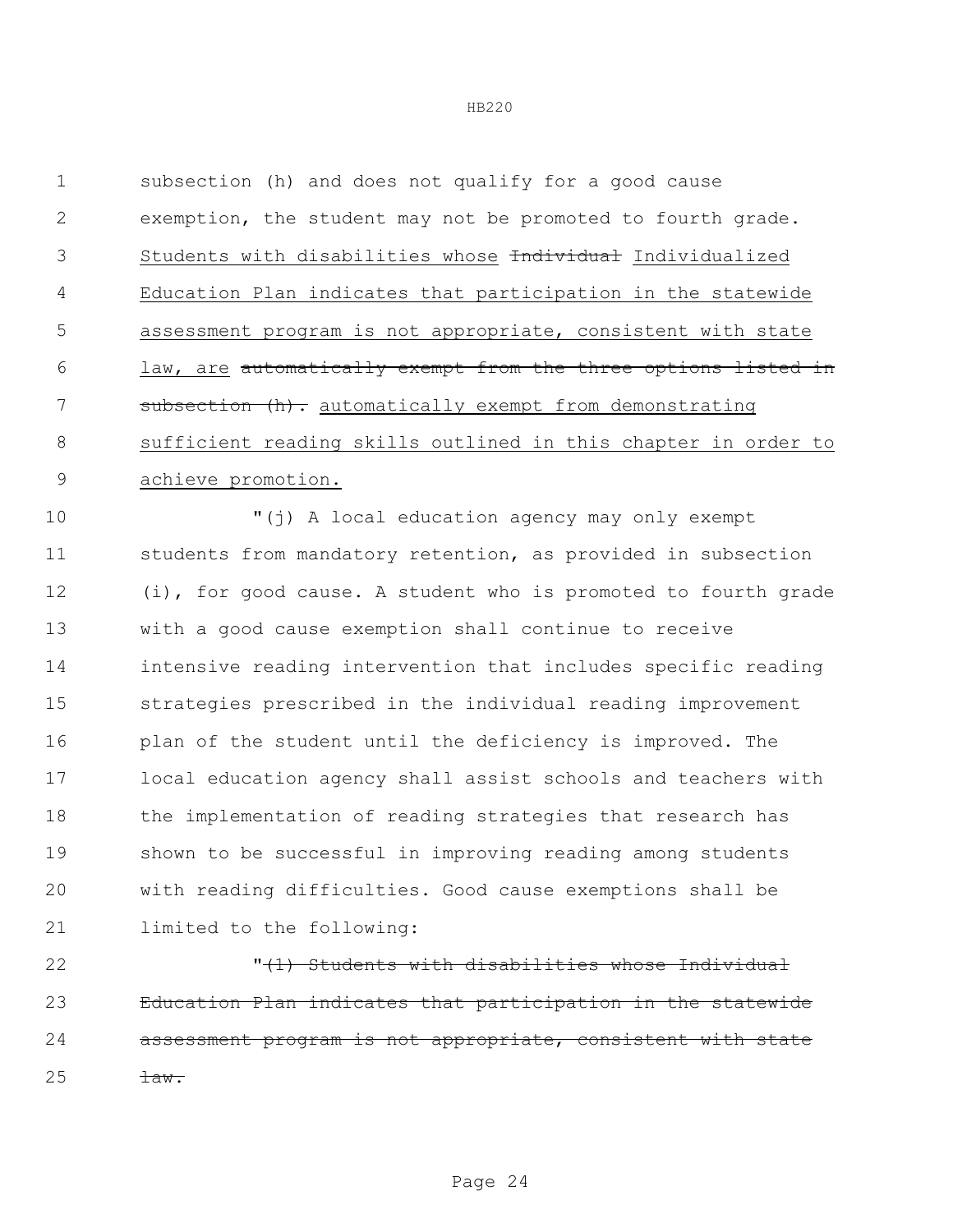subsection (h) and does not qualify for a good cause exemption, the student may not be promoted to fourth grade. <u>Students with disabilities whose</u> ~~Individual~~ <u>Individualized Education Plan indicates that participation in the statewide assessment program is not appropriate, consistent with state law, are</u> ~~automatically exempt from the three options listed in subsection (h).~~ <u>automatically exempt from demonstrating sufficient reading skills outlined in this chapter in order to achieve promotion.</u>

"(j) A local education agency may only exempt students from mandatory retention, as provided in subsection (i), for good cause. A student who is promoted to fourth grade with a good cause exemption shall continue to receive intensive reading intervention that includes specific reading strategies prescribed in the individual reading improvement plan of the student until the deficiency is improved. The local education agency shall assist schools and teachers with the implementation of reading strategies that research has shown to be successful in improving reading among students with reading difficulties. Good cause exemptions shall be limited to the following:

"~~(1) Students with disabilities whose Individual Education Plan indicates that participation in the statewide assessment program is not appropriate, consistent with state law.~~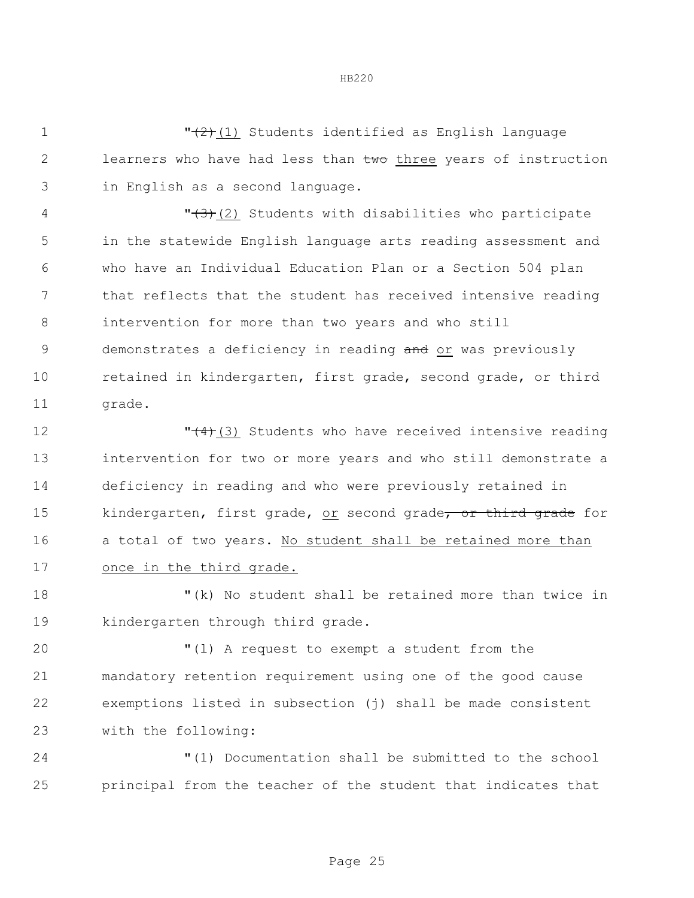"~~(2)~~ (1) Students identified as English language learners who have had less than ~~two~~ three years of instruction in English as a second language.

"~~(3)~~ (2) Students with disabilities who participate in the statewide English language arts reading assessment and who have an Individual Education Plan or a Section 504 plan that reflects that the student has received intensive reading intervention for more than two years and who still demonstrates a deficiency in reading ~~and~~ or was previously retained in kindergarten, first grade, second grade, or third grade.

"~~(4)~~ (3) Students who have received intensive reading intervention for two or more years and who still demonstrate a deficiency in reading and who were previously retained in kindergarten, first grade, or second grade~~, or third grade~~ for a total of two years. No student shall be retained more than once in the third grade.

"(k) No student shall be retained more than twice in kindergarten through third grade.

"(l) A request to exempt a student from the mandatory retention requirement using one of the good cause exemptions listed in subsection (j) shall be made consistent with the following:

"(1) Documentation shall be submitted to the school principal from the teacher of the student that indicates that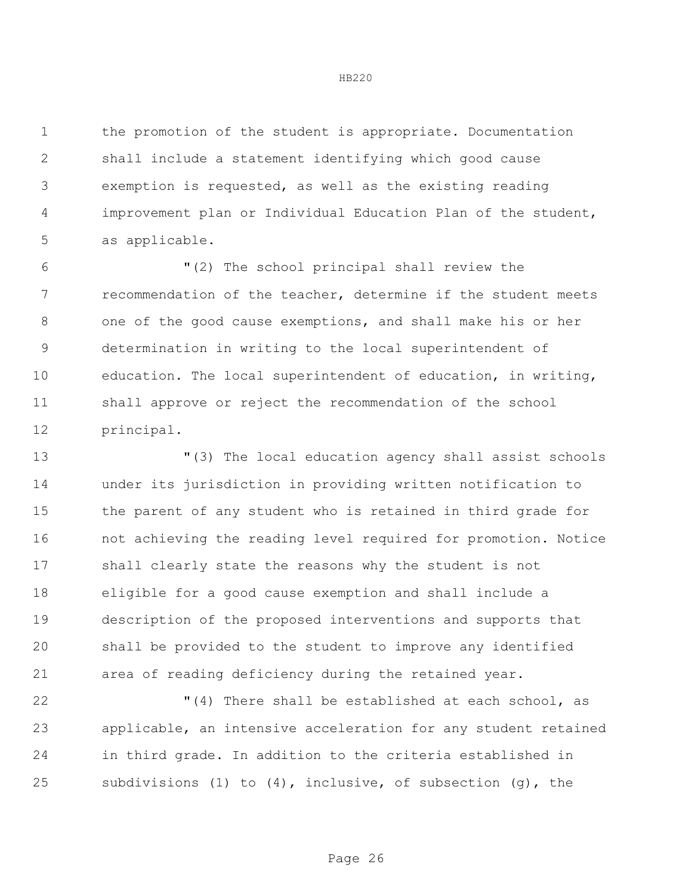the promotion of the student is appropriate. Documentation shall include a statement identifying which good cause exemption is requested, as well as the existing reading improvement plan or Individual Education Plan of the student, as applicable.

"(2) The school principal shall review the recommendation of the teacher, determine if the student meets one of the good cause exemptions, and shall make his or her determination in writing to the local superintendent of education. The local superintendent of education, in writing, shall approve or reject the recommendation of the school principal.

"(3) The local education agency shall assist schools under its jurisdiction in providing written notification to the parent of any student who is retained in third grade for not achieving the reading level required for promotion. Notice shall clearly state the reasons why the student is not eligible for a good cause exemption and shall include a description of the proposed interventions and supports that shall be provided to the student to improve any identified area of reading deficiency during the retained year.

"(4) There shall be established at each school, as applicable, an intensive acceleration for any student retained in third grade. In addition to the criteria established in subdivisions (1) to (4), inclusive, of subsection (g), the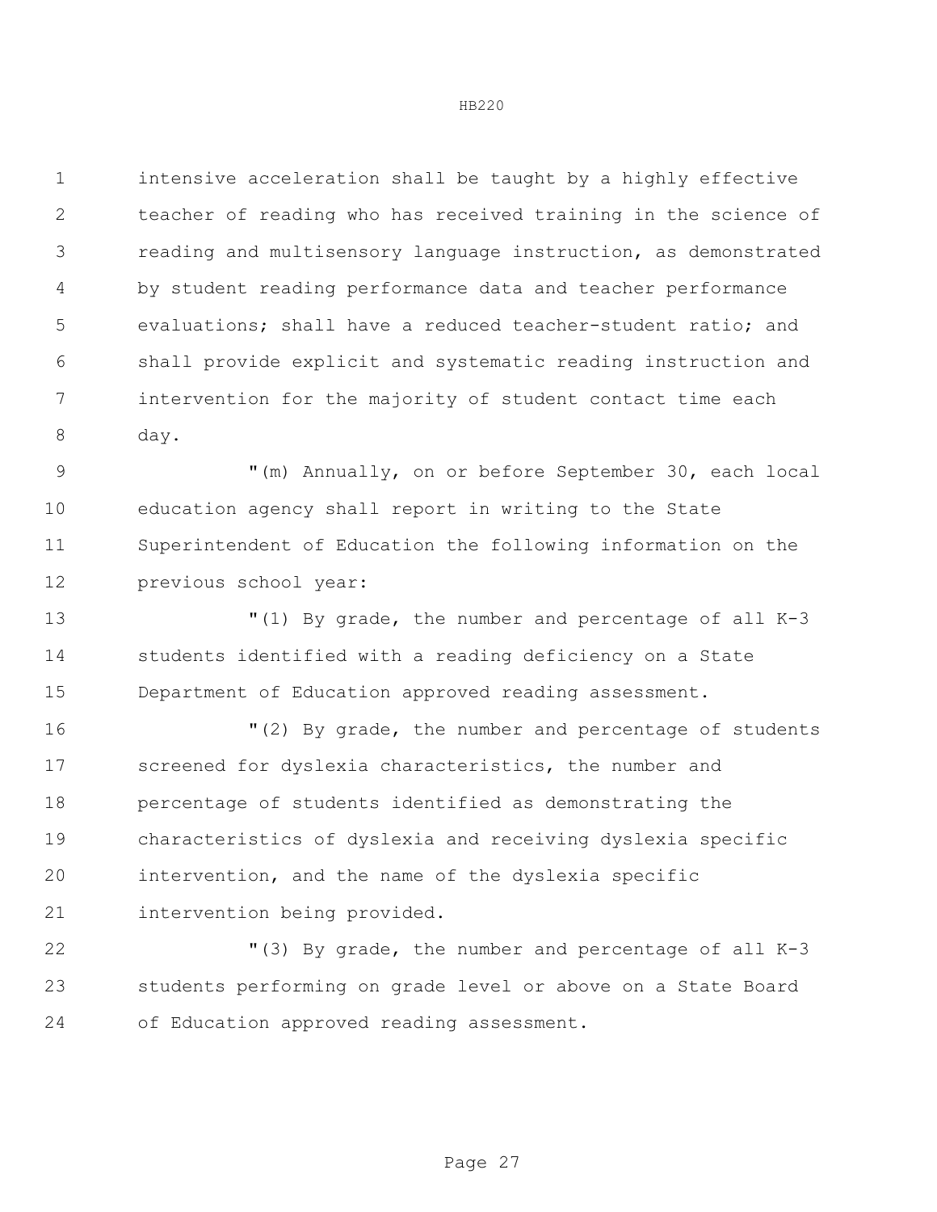intensive acceleration shall be taught by a highly effective teacher of reading who has received training in the science of reading and multisensory language instruction, as demonstrated by student reading performance data and teacher performance evaluations; shall have a reduced teacher-student ratio; and shall provide explicit and systematic reading instruction and intervention for the majority of student contact time each day.

"(m) Annually, on or before September 30, each local education agency shall report in writing to the State Superintendent of Education the following information on the previous school year:

"(1) By grade, the number and percentage of all K-3 students identified with a reading deficiency on a State Department of Education approved reading assessment.

"(2) By grade, the number and percentage of students screened for dyslexia characteristics, the number and percentage of students identified as demonstrating the characteristics of dyslexia and receiving dyslexia specific intervention, and the name of the dyslexia specific intervention being provided.

"(3) By grade, the number and percentage of all K-3 students performing on grade level or above on a State Board of Education approved reading assessment.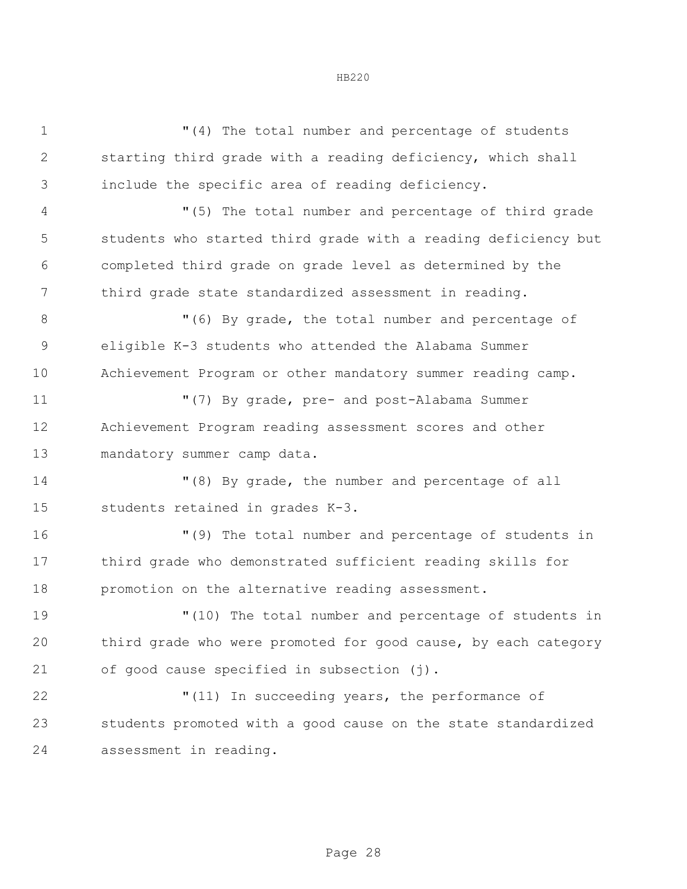"(4) The total number and percentage of students starting third grade with a reading deficiency, which shall include the specific area of reading deficiency.

"(5) The total number and percentage of third grade students who started third grade with a reading deficiency but completed third grade on grade level as determined by the third grade state standardized assessment in reading.

"(6) By grade, the total number and percentage of eligible K-3 students who attended the Alabama Summer Achievement Program or other mandatory summer reading camp.

"(7) By grade, pre- and post-Alabama Summer Achievement Program reading assessment scores and other mandatory summer camp data.

"(8) By grade, the number and percentage of all students retained in grades K-3.

"(9) The total number and percentage of students in third grade who demonstrated sufficient reading skills for promotion on the alternative reading assessment.

"(10) The total number and percentage of students in third grade who were promoted for good cause, by each category of good cause specified in subsection (j).

"(11) In succeeding years, the performance of students promoted with a good cause on the state standardized assessment in reading.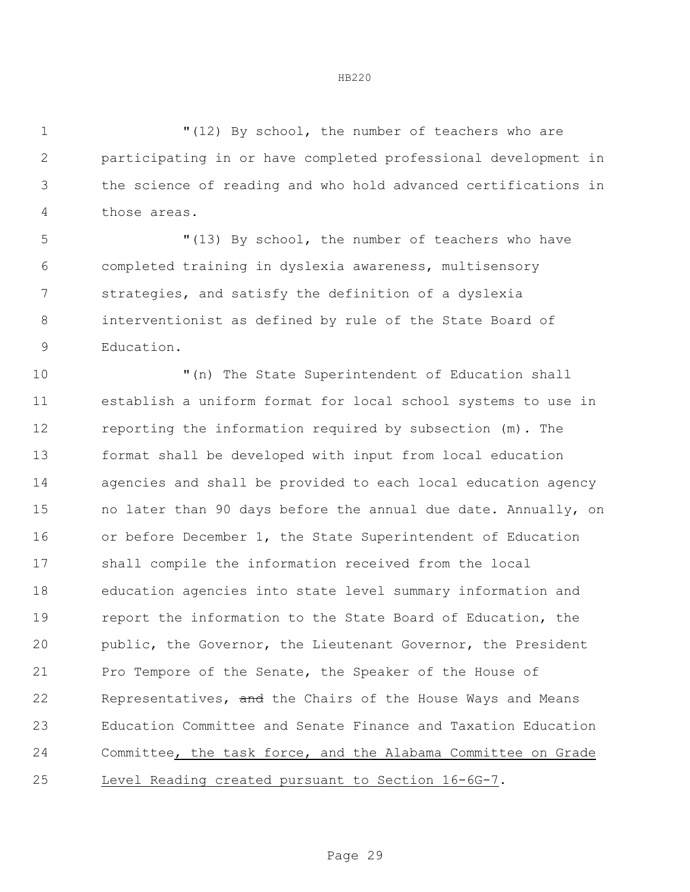"(12) By school, the number of teachers who are participating in or have completed professional development in the science of reading and who hold advanced certifications in those areas.

"(13) By school, the number of teachers who have completed training in dyslexia awareness, multisensory strategies, and satisfy the definition of a dyslexia interventionist as defined by rule of the State Board of Education.

"(n) The State Superintendent of Education shall establish a uniform format for local school systems to use in reporting the information required by subsection (m). The format shall be developed with input from local education agencies and shall be provided to each local education agency no later than 90 days before the annual due date. Annually, on or before December 1, the State Superintendent of Education shall compile the information received from the local education agencies into state level summary information and report the information to the State Board of Education, the public, the Governor, the Lieutenant Governor, the President Pro Tempore of the Senate, the Speaker of the House of Representatives, ~~and~~ the Chairs of the House Ways and Means Education Committee and Senate Finance and Taxation Education Committee<u>, the task force, and the Alabama Committee on Grade Level Reading created pursuant to Section 16-6G-7</u>.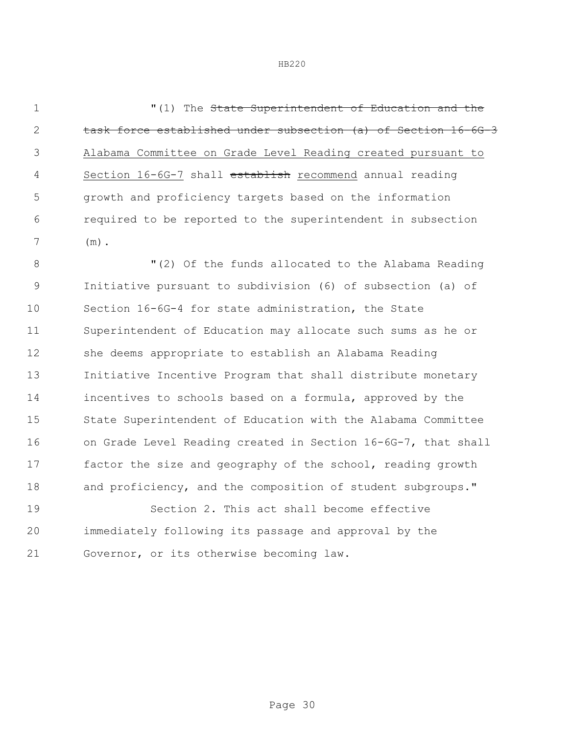"(1) The ~~State Superintendent of Education and the task force established under subsection (a) of Section 16-6G-3~~ Alabama Committee on Grade Level Reading created pursuant to Section 16-6G-7 shall ~~establish~~ recommend annual reading growth and proficiency targets based on the information required to be reported to the superintendent in subsection (m).

"(2) Of the funds allocated to the Alabama Reading Initiative pursuant to subdivision (6) of subsection (a) of Section 16-6G-4 for state administration, the State Superintendent of Education may allocate such sums as he or she deems appropriate to establish an Alabama Reading Initiative Incentive Program that shall distribute monetary incentives to schools based on a formula, approved by the State Superintendent of Education with the Alabama Committee on Grade Level Reading created in Section 16-6G-7, that shall factor the size and geography of the school, reading growth and proficiency, and the composition of student subgroups."

Section 2. This act shall become effective immediately following its passage and approval by the Governor, or its otherwise becoming law.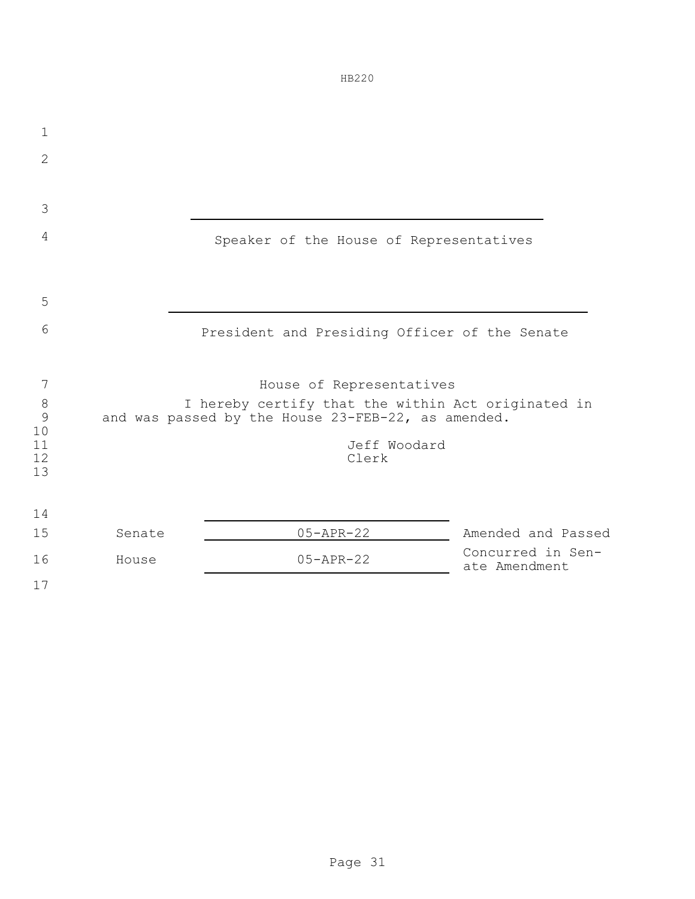Speaker of the House of Representatives

President and Presiding Officer of the Senate

House of Representatives

I hereby certify that the within Act originated in and was passed by the House 23-FEB-22, as amended.

Jeff Woodard
Clerk

| | | |
|---|---|---|
| Senate | 05-APR-22 | Amended and Passed |
| House | 05-APR-22 | Concurred in Senate Amendment |